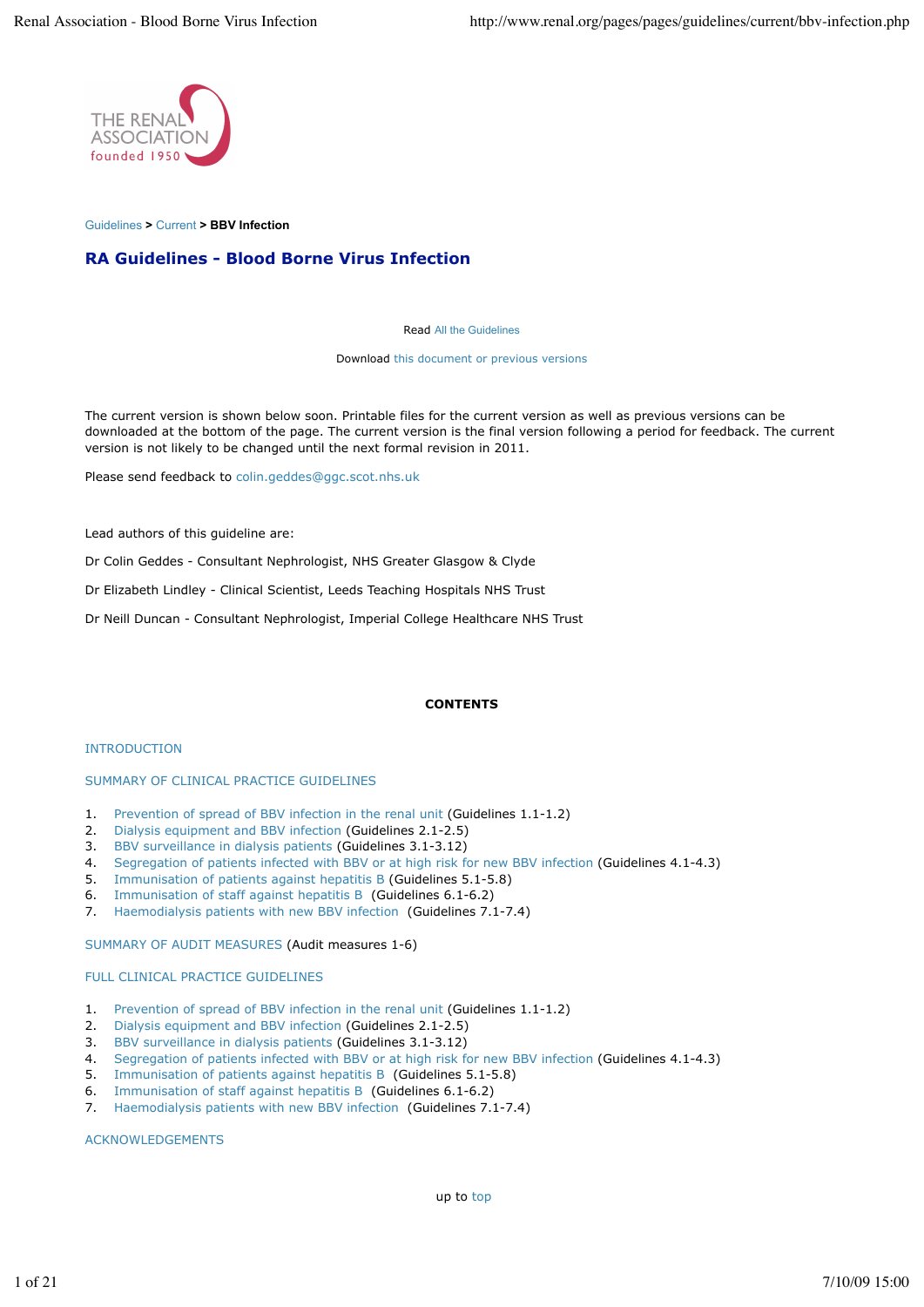Guidelines > Current > **BBV Infection**

# RA Guidelines - Blood Borne Virus Infection

Read All the Guidelines

Download this document or previous versions

The current version is shown below soon. Printable files for the current version as well as previous versions can be downloaded at the bottom of the page. The current version is the final version following a period for feedback. The current version is not likely to be changed until the next formal revision in 2011.

Please send feedback to colin.geddes@ggc.scot.nhs.uk

Lead authors of this guideline are:

Dr Colin Geddes - Consultant Nephrologist, NHS Greater Glasgow & Clyde

Dr Elizabeth Lindley - Clinical Scientist, Leeds Teaching Hospitals NHS Trust

Dr Neill Duncan - Consultant Nephrologist, Imperial College Healthcare NHS Trust

**CONTENTS**

INTRODUCTION

SUMMARY OF CLINICAL PRACTICE GUIDELINES

1. Prevention of spread of BBV infection in the renal unit (Guidelines 1.1-1.2)
2. Dialysis equipment and BBV infection (Guidelines 2.1-2.5)
3. BBV surveillance in dialysis patients (Guidelines 3.1-3.12)
4. Segregation of patients infected with BBV or at high risk for new BBV infection (Guidelines 4.1-4.3)
5. Immunisation of patients against hepatitis B (Guidelines 5.1-5.8)
6. Immunisation of staff against hepatitis B (Guidelines 6.1-6.2)
7. Haemodialysis patients with new BBV infection (Guidelines 7.1-7.4)

SUMMARY OF AUDIT MEASURES (Audit measures 1-6)

FULL CLINICAL PRACTICE GUIDELINES

1. Prevention of spread of BBV infection in the renal unit (Guidelines 1.1-1.2)
2. Dialysis equipment and BBV infection (Guidelines 2.1-2.5)
3. BBV surveillance in dialysis patients (Guidelines 3.1-3.12)
4. Segregation of patients infected with BBV or at high risk for new BBV infection (Guidelines 4.1-4.3)
5. Immunisation of patients against hepatitis B (Guidelines 5.1-5.8)
6. Immunisation of staff against hepatitis B (Guidelines 6.1-6.2)
7. Haemodialysis patients with new BBV infection (Guidelines 7.1-7.4)

ACKNOWLEDGEMENTS

up to top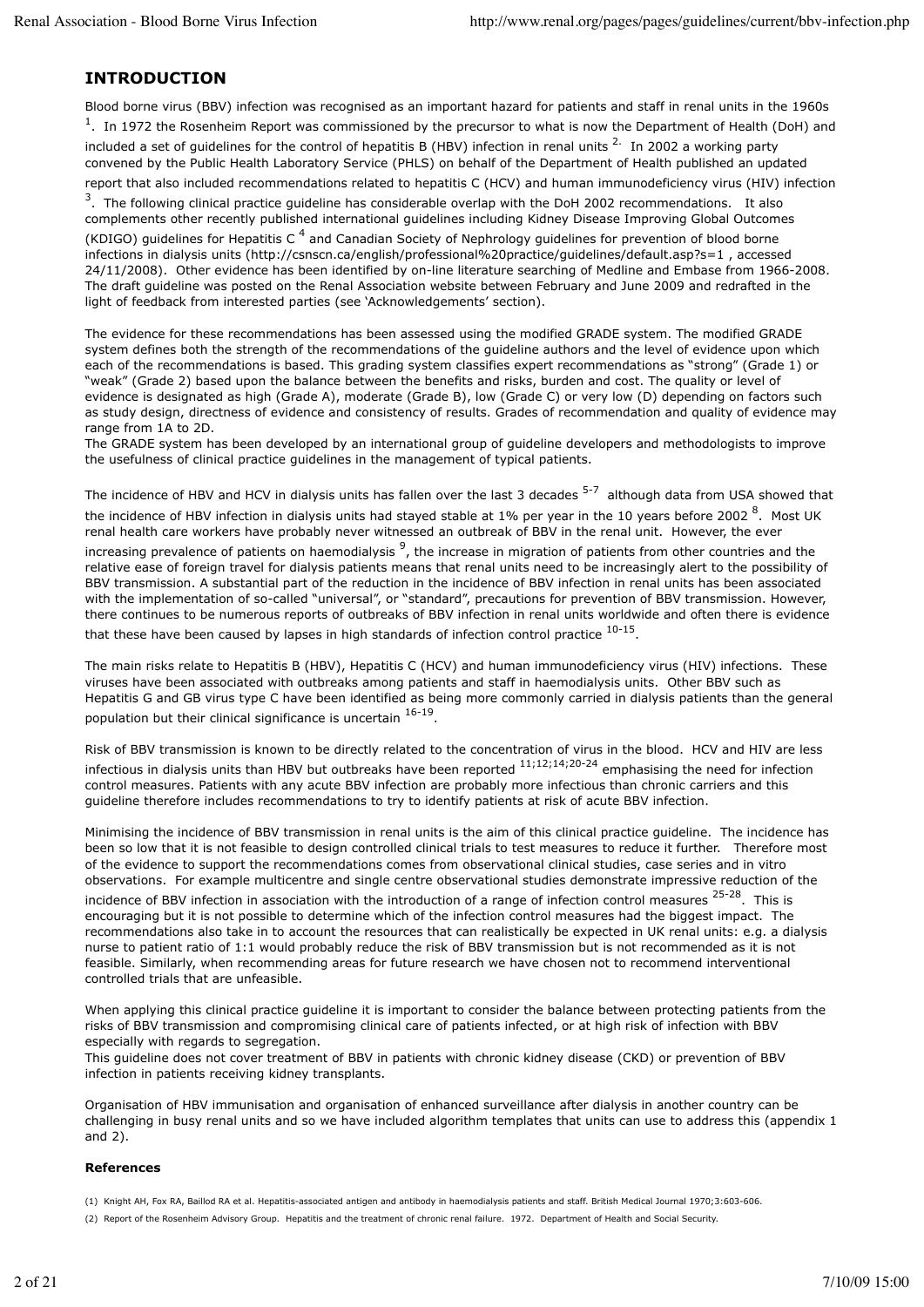## INTRODUCTION

Blood borne virus (BBV) infection was recognised as an important hazard for patients and staff in renal units in the 1960s [1]. In 1972 the Rosenheim Report was commissioned by the precursor to what is now the Department of Health (DoH) and included a set of guidelines for the control of hepatitis B (HBV) infection in renal units [2]. In 2002 a working party convened by the Public Health Laboratory Service (PHLS) on behalf of the Department of Health published an updated report that also included recommendations related to hepatitis C (HCV) and human immunodeficiency virus (HIV) infection [3]. The following clinical practice guideline has considerable overlap with the DoH 2002 recommendations. It also complements other recently published international guidelines including Kidney Disease Improving Global Outcomes (KDIGO) guidelines for Hepatitis C [4] and Canadian Society of Nephrology guidelines for prevention of blood borne infections in dialysis units (http://csnscn.ca/english/professional%20practice/guidelines/default.asp?s=1 , accessed 24/11/2008). Other evidence has been identified by on-line literature searching of Medline and Embase from 1966-2008. The draft guideline was posted on the Renal Association website between February and June 2009 and redrafted in the light of feedback from interested parties (see 'Acknowledgements' section).

The evidence for these recommendations has been assessed using the modified GRADE system. The modified GRADE system defines both the strength of the recommendations of the guideline authors and the level of evidence upon which each of the recommendations is based. This grading system classifies expert recommendations as "strong" (Grade 1) or "weak" (Grade 2) based upon the balance between the benefits and risks, burden and cost. The quality or level of evidence is designated as high (Grade A), moderate (Grade B), low (Grade C) or very low (D) depending on factors such as study design, directness of evidence and consistency of results. Grades of recommendation and quality of evidence may range from 1A to 2D.
The GRADE system has been developed by an international group of guideline developers and methodologists to improve the usefulness of clinical practice guidelines in the management of typical patients.

The incidence of HBV and HCV in dialysis units has fallen over the last 3 decades [5-7] although data from USA showed that the incidence of HBV infection in dialysis units had stayed stable at 1% per year in the 10 years before 2002 [8]. Most UK renal health care workers have probably never witnessed an outbreak of BBV in the renal unit. However, the ever increasing prevalence of patients on haemodialysis [9], the increase in migration of patients from other countries and the relative ease of foreign travel for dialysis patients means that renal units need to be increasingly alert to the possibility of BBV transmission. A substantial part of the reduction in the incidence of BBV infection in renal units has been associated with the implementation of so-called "universal", or "standard", precautions for prevention of BBV transmission. However, there continues to be numerous reports of outbreaks of BBV infection in renal units worldwide and often there is evidence that these have been caused by lapses in high standards of infection control practice [10-15].

The main risks relate to Hepatitis B (HBV), Hepatitis C (HCV) and human immunodeficiency virus (HIV) infections. These viruses have been associated with outbreaks among patients and staff in haemodialysis units. Other BBV such as Hepatitis G and GB virus type C have been identified as being more commonly carried in dialysis patients than the general population but their clinical significance is uncertain [16-19].

Risk of BBV transmission is known to be directly related to the concentration of virus in the blood. HCV and HIV are less infectious in dialysis units than HBV but outbreaks have been reported [11;12;14;20-24] emphasising the need for infection control measures. Patients with any acute BBV infection are probably more infectious than chronic carriers and this guideline therefore includes recommendations to try to identify patients at risk of acute BBV infection.

Minimising the incidence of BBV transmission in renal units is the aim of this clinical practice guideline. The incidence has been so low that it is not feasible to design controlled clinical trials to test measures to reduce it further. Therefore most of the evidence to support the recommendations comes from observational clinical studies, case series and in vitro observations. For example multicentre and single centre observational studies demonstrate impressive reduction of the incidence of BBV infection in association with the introduction of a range of infection control measures [25-28]. This is encouraging but it is not possible to determine which of the infection control measures had the biggest impact. The recommendations also take in to account the resources that can realistically be expected in UK renal units: e.g. a dialysis nurse to patient ratio of 1:1 would probably reduce the risk of BBV transmission but is not recommended as it is not feasible. Similarly, when recommending areas for future research we have chosen not to recommend interventional controlled trials that are unfeasible.

When applying this clinical practice guideline it is important to consider the balance between protecting patients from the risks of BBV transmission and compromising clinical care of patients infected, or at high risk of infection with BBV especially with regards to segregation.
This guideline does not cover treatment of BBV in patients with chronic kidney disease (CKD) or prevention of BBV infection in patients receiving kidney transplants.

Organisation of HBV immunisation and organisation of enhanced surveillance after dialysis in another country can be challenging in busy renal units and so we have included algorithm templates that units can use to address this (appendix 1 and 2).

### References

(1) Knight AH, Fox RA, Baillod RA et al. Hepatitis-associated antigen and antibody in haemodialysis patients and staff. British Medical Journal 1970;3:603-606.

(2) Report of the Rosenheim Advisory Group. Hepatitis and the treatment of chronic renal failure. 1972. Department of Health and Social Security.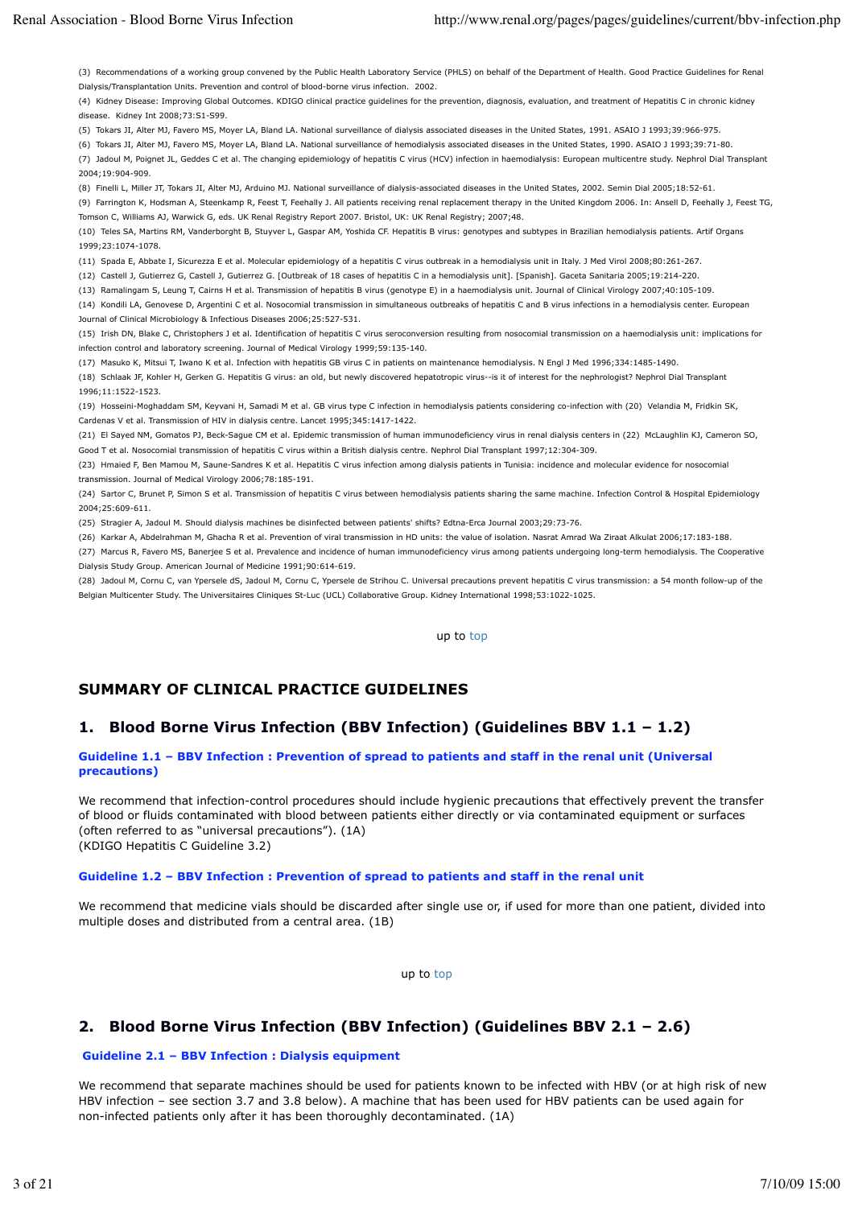(3) Recommendations of a working group convened by the Public Health Laboratory Service (PHLS) on behalf of the Department of Health. Good Practice Guidelines for Renal Dialysis/Transplantation Units. Prevention and control of blood-borne virus infection. 2002.

(4) Kidney Disease: Improving Global Outcomes. KDIGO clinical practice guidelines for the prevention, diagnosis, evaluation, and treatment of Hepatitis C in chronic kidney disease. Kidney Int 2008;73:S1-S99.

(5) Tokars JI, Alter MJ, Favero MS, Moyer LA, Bland LA. National surveillance of dialysis associated diseases in the United States, 1991. ASAIO J 1993;39:966-975.

(6) Tokars JI, Alter MJ, Favero MS, Moyer LA, Bland LA. National surveillance of hemodialysis associated diseases in the United States, 1990. ASAIO J 1993;39:71-80.

(7) Jadoul M, Poignet JL, Geddes C et al. The changing epidemiology of hepatitis C virus (HCV) infection in haemodialysis: European multicentre study. Nephrol Dial Transplant 2004;19:904-909.

(8) Finelli L, Miller JT, Tokars JI, Alter MJ, Arduino MJ. National surveillance of dialysis-associated diseases in the United States, 2002. Semin Dial 2005;18:52-61.

(9) Farrington K, Hodsman A, Steenkamp R, Feest T, Feehally J. All patients receiving renal replacement therapy in the United Kingdom 2006. In: Ansell D, Feehally J, Feest TG, Tomson C, Williams AJ, Warwick G, eds. UK Renal Registry Report 2007. Bristol, UK: UK Renal Registry; 2007;48.

(10) Teles SA, Martins RM, Vanderborght B, Stuyver L, Gaspar AM, Yoshida CF. Hepatitis B virus: genotypes and subtypes in Brazilian hemodialysis patients. Artif Organs 1999;23:1074-1078.

(11) Spada E, Abbate I, Sicurezza E et al. Molecular epidemiology of a hepatitis C virus outbreak in a hemodialysis unit in Italy. J Med Virol 2008;80:261-267.

(12) Castell J, Gutierrez G, Castell J, Gutierrez G. [Outbreak of 18 cases of hepatitis C in a hemodialysis unit]. [Spanish]. Gaceta Sanitaria 2005;19:214-220.

(13) Ramalingam S, Leung T, Cairns H et al. Transmission of hepatitis B virus (genotype E) in a haemodialysis unit. Journal of Clinical Virology 2007;40:105-109.

(14) Kondili LA, Genovese D, Argentini C et al. Nosocomial transmission in simultaneous outbreaks of hepatitis C and B virus infections in a hemodialysis center. European Journal of Clinical Microbiology & Infectious Diseases 2006;25:527-531.

(15) Irish DN, Blake C, Christophers J et al. Identification of hepatitis C virus seroconversion resulting from nosocomial transmission on a haemodialysis unit: implications for infection control and laboratory screening. Journal of Medical Virology 1999;59:135-140.

(17) Masuko K, Mitsui T, Iwano K et al. Infection with hepatitis GB virus C in patients on maintenance hemodialysis. N Engl J Med 1996;334:1485-1490.

(18) Schlaak JF, Kohler H, Gerken G. Hepatitis G virus: an old, but newly discovered hepatotropic virus--is it of interest for the nephrologist? Nephrol Dial Transplant 1996;11:1522-1523.

(19) Hosseini-Moghaddam SM, Keyvani H, Samadi M et al. GB virus type C infection in hemodialysis patients considering co-infection with (20) Velandia M, Fridkin SK, Cardenas V et al. Transmission of HIV in dialysis centre. Lancet 1995;345:1417-1422.

(21) El Sayed NM, Gomatos PJ, Beck-Sague CM et al. Epidemic transmission of human immunodeficiency virus in renal dialysis centers in (22) McLaughlin KJ, Cameron SO, Good T et al. Nosocomial transmission of hepatitis C virus within a British dialysis centre. Nephrol Dial Transplant 1997;12:304-309.

(23) Hmaied F, Ben Mamou M, Saune-Sandres K et al. Hepatitis C virus infection among dialysis patients in Tunisia: incidence and molecular evidence for nosocomial transmission. Journal of Medical Virology 2006;78:185-191.

(24) Sartor C, Brunet P, Simon S et al. Transmission of hepatitis C virus between hemodialysis patients sharing the same machine. Infection Control & Hospital Epidemiology 2004;25:609-611.

(25) Stragier A, Jadoul M. Should dialysis machines be disinfected between patients' shifts? Edtna-Erca Journal 2003;29:73-76.

(26) Karkar A, Abdelrahman M, Ghacha R et al. Prevention of viral transmission in HD units: the value of isolation. Nasrat Amrad Wa Ziraat Alkulat 2006;17:183-188.

(27) Marcus R, Favero MS, Banerjee S et al. Prevalence and incidence of human immunodeficiency virus among patients undergoing long-term hemodialysis. The Cooperative Dialysis Study Group. American Journal of Medicine 1991;90:614-619.

(28) Jadoul M, Cornu C, van Ypersele dS, Jadoul M, Cornu C, Ypersele de Strihou C. Universal precautions prevent hepatitis C virus transmission: a 54 month follow-up of the Belgian Multicenter Study. The Universitaires Cliniques St-Luc (UCL) Collaborative Group. Kidney International 1998;53:1022-1025.

up to top

## SUMMARY OF CLINICAL PRACTICE GUIDELINES

### 1. Blood Borne Virus Infection (BBV Infection) (Guidelines BBV 1.1 – 1.2)

#### Guideline 1.1 – BBV Infection : Prevention of spread to patients and staff in the renal unit (Universal precautions)

We recommend that infection-control procedures should include hygienic precautions that effectively prevent the transfer of blood or fluids contaminated with blood between patients either directly or via contaminated equipment or surfaces (often referred to as "universal precautions"). (1A)
(KDIGO Hepatitis C Guideline 3.2)

#### Guideline 1.2 – BBV Infection : Prevention of spread to patients and staff in the renal unit

We recommend that medicine vials should be discarded after single use or, if used for more than one patient, divided into multiple doses and distributed from a central area. (1B)

up to top

### 2. Blood Borne Virus Infection (BBV Infection) (Guidelines BBV 2.1 – 2.6)

#### Guideline 2.1 – BBV Infection : Dialysis equipment

We recommend that separate machines should be used for patients known to be infected with HBV (or at high risk of new HBV infection – see section 3.7 and 3.8 below). A machine that has been used for HBV patients can be used again for non-infected patients only after it has been thoroughly decontaminated. (1A)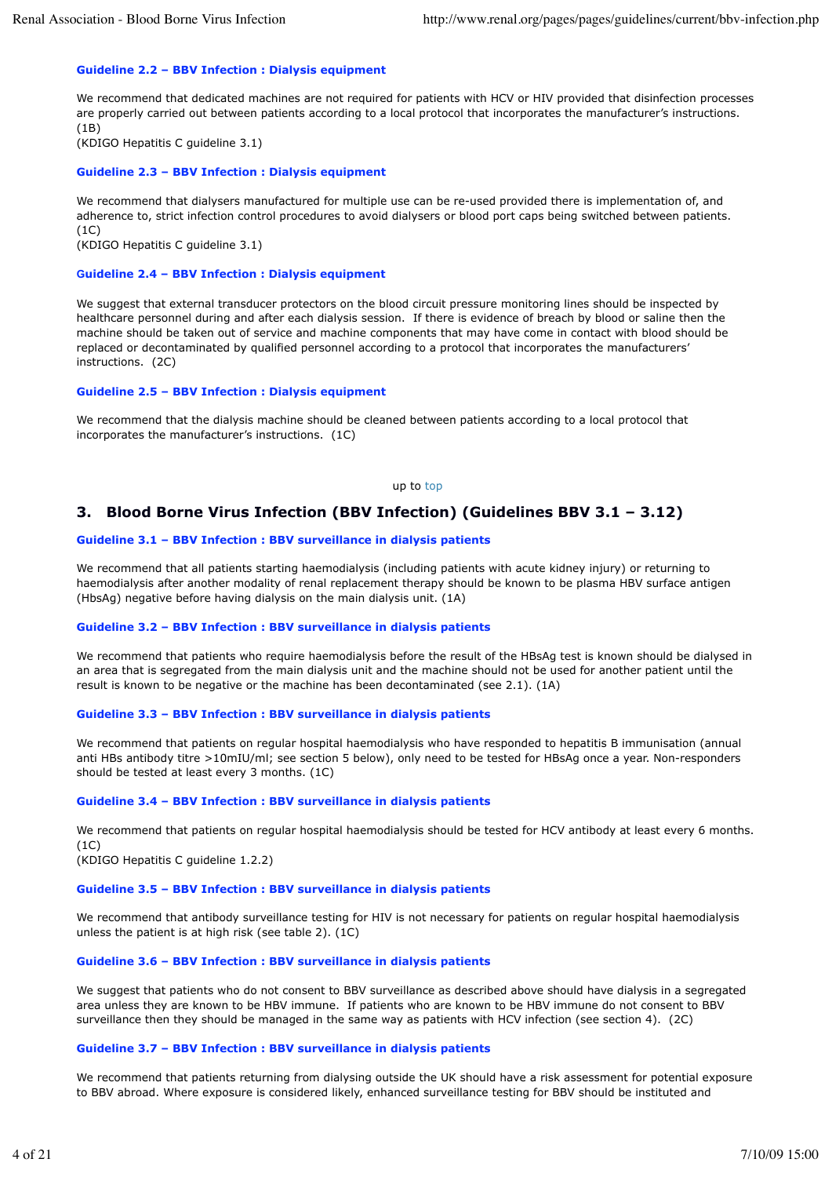#### Guideline 2.2 – BBV Infection : Dialysis equipment

We recommend that dedicated machines are not required for patients with HCV or HIV provided that disinfection processes are properly carried out between patients according to a local protocol that incorporates the manufacturer's instructions. (1B)
(KDIGO Hepatitis C guideline 3.1)

#### Guideline 2.3 – BBV Infection : Dialysis equipment

We recommend that dialysers manufactured for multiple use can be re-used provided there is implementation of, and adherence to, strict infection control procedures to avoid dialysers or blood port caps being switched between patients. (1C)
(KDIGO Hepatitis C guideline 3.1)

#### Guideline 2.4 – BBV Infection : Dialysis equipment

We suggest that external transducer protectors on the blood circuit pressure monitoring lines should be inspected by healthcare personnel during and after each dialysis session. If there is evidence of breach by blood or saline then the machine should be taken out of service and machine components that may have come in contact with blood should be replaced or decontaminated by qualified personnel according to a protocol that incorporates the manufacturers' instructions. (2C)

#### Guideline 2.5 – BBV Infection : Dialysis equipment

We recommend that the dialysis machine should be cleaned between patients according to a local protocol that incorporates the manufacturer's instructions. (1C)

up to top

## 3. Blood Borne Virus Infection (BBV Infection) (Guidelines BBV 3.1 – 3.12)

#### Guideline 3.1 – BBV Infection : BBV surveillance in dialysis patients

We recommend that all patients starting haemodialysis (including patients with acute kidney injury) or returning to haemodialysis after another modality of renal replacement therapy should be known to be plasma HBV surface antigen (HbsAg) negative before having dialysis on the main dialysis unit. (1A)

#### Guideline 3.2 – BBV Infection : BBV surveillance in dialysis patients

We recommend that patients who require haemodialysis before the result of the HBsAg test is known should be dialysed in an area that is segregated from the main dialysis unit and the machine should not be used for another patient until the result is known to be negative or the machine has been decontaminated (see 2.1). (1A)

#### Guideline 3.3 – BBV Infection : BBV surveillance in dialysis patients

We recommend that patients on regular hospital haemodialysis who have responded to hepatitis B immunisation (annual anti HBs antibody titre >10mIU/ml; see section 5 below), only need to be tested for HBsAg once a year. Non-responders should be tested at least every 3 months. (1C)

#### Guideline 3.4 – BBV Infection : BBV surveillance in dialysis patients

We recommend that patients on regular hospital haemodialysis should be tested for HCV antibody at least every 6 months. (1C)
(KDIGO Hepatitis C guideline 1.2.2)

#### Guideline 3.5 – BBV Infection : BBV surveillance in dialysis patients

We recommend that antibody surveillance testing for HIV is not necessary for patients on regular hospital haemodialysis unless the patient is at high risk (see table 2). (1C)

#### Guideline 3.6 – BBV Infection : BBV surveillance in dialysis patients

We suggest that patients who do not consent to BBV surveillance as described above should have dialysis in a segregated area unless they are known to be HBV immune. If patients who are known to be HBV immune do not consent to BBV surveillance then they should be managed in the same way as patients with HCV infection (see section 4). (2C)

#### Guideline 3.7 – BBV Infection : BBV surveillance in dialysis patients

We recommend that patients returning from dialysing outside the UK should have a risk assessment for potential exposure to BBV abroad. Where exposure is considered likely, enhanced surveillance testing for BBV should be instituted and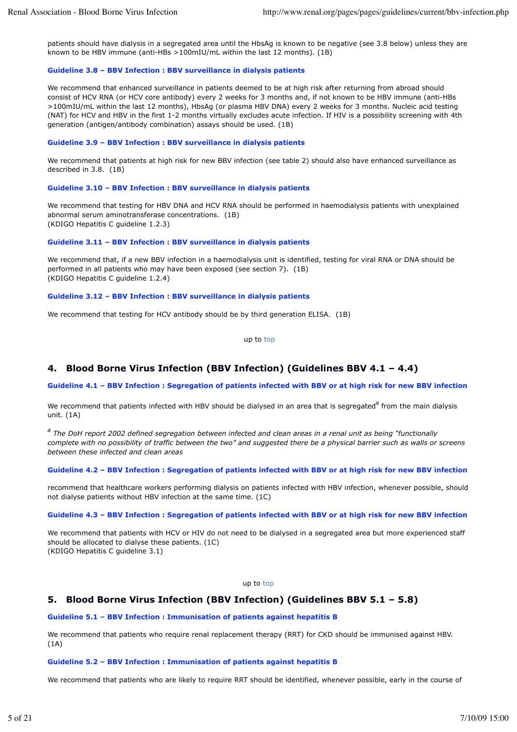patients should have dialysis in a segregated area until the HbsAg is known to be negative (see 3.8 below) unless they are known to be HBV immune (anti-HBs >100mIU/mL within the last 12 months). (1B)

#### Guideline 3.8 – BBV Infection : BBV surveillance in dialysis patients

We recommend that enhanced surveillance in patients deemed to be at high risk after returning from abroad should consist of HCV RNA (or HCV core antibody) every 2 weeks for 3 months and, if not known to be HBV immune (anti-HBs >100mIU/mL within the last 12 months), HbsAg (or plasma HBV DNA) every 2 weeks for 3 months. Nucleic acid testing (NAT) for HCV and HBV in the first 1-2 months virtually excludes acute infection. If HIV is a possibility screening with 4th generation (antigen/antibody combination) assays should be used. (1B)

#### Guideline 3.9 – BBV Infection : BBV surveillance in dialysis patients

We recommend that patients at high risk for new BBV infection (see table 2) should also have enhanced surveillance as described in 3.8. (1B)

#### Guideline 3.10 – BBV Infection : BBV surveillance in dialysis patients

We recommend that testing for HBV DNA and HCV RNA should be performed in haemodialysis patients with unexplained abnormal serum aminotransferase concentrations. (1B)
(KDIGO Hepatitis C guideline 1.2.3)

#### Guideline 3.11 – BBV Infection : BBV surveillance in dialysis patients

We recommend that, if a new BBV infection in a haemodialysis unit is identified, testing for viral RNA or DNA should be performed in all patients who may have been exposed (see section 7). (1B)
(KDIGO Hepatitis C guideline 1.2.4)

#### Guideline 3.12 – BBV Infection : BBV surveillance in dialysis patients

We recommend that testing for HCV antibody should be by third generation ELISA. (1B)

up to top

## 4. Blood Borne Virus Infection (BBV Infection) (Guidelines BBV 4.1 – 4.4)

#### Guideline 4.1 – BBV Infection : Segregation of patients infected with BBV or at high risk for new BBV infection

We recommend that patients infected with HBV should be dialysed in an area that is segregated[a] from the main dialysis unit. (1A)

*[a] The DoH report 2002 defined segregation between infected and clean areas in a renal unit as being "functionally complete with no possibility of traffic between the two" and suggested there be a physical barrier such as walls or screens between these infected and clean areas*

#### Guideline 4.2 – BBV Infection : Segregation of patients infected with BBV or at high risk for new BBV infection

recommend that healthcare workers performing dialysis on patients infected with HBV infection, whenever possible, should not dialyse patients without HBV infection at the same time. (1C)

#### Guideline 4.3 – BBV Infection : Segregation of patients infected with BBV or at high risk for new BBV infection

We recommend that patients with HCV or HIV do not need to be dialysed in a segregated area but more experienced staff should be allocated to dialyse these patients. (1C)
(KDIGO Hepatitis C guideline 3.1)

up to top

## 5. Blood Borne Virus Infection (BBV Infection) (Guidelines BBV 5.1 – 5.8)

#### Guideline 5.1 – BBV Infection : Immunisation of patients against hepatitis B

We recommend that patients who require renal replacement therapy (RRT) for CKD should be immunised against HBV. (1A)

#### Guideline 5.2 – BBV Infection : Immunisation of patients against hepatitis B

We recommend that patients who are likely to require RRT should be identified, whenever possible, early in the course of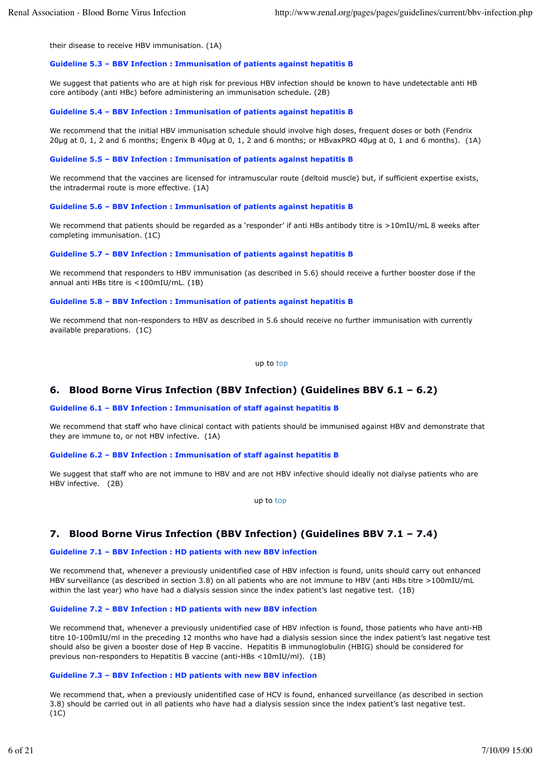their disease to receive HBV immunisation. (1A)

### Guideline 5.3 – BBV Infection : Immunisation of patients against hepatitis B

We suggest that patients who are at high risk for previous HBV infection should be known to have undetectable anti HB core antibody (anti HBc) before administering an immunisation schedule. (2B)

### Guideline 5.4 – BBV Infection : Immunisation of patients against hepatitis B

We recommend that the initial HBV immunisation schedule should involve high doses, frequent doses or both (Fendrix 20µg at 0, 1, 2 and 6 months; Engerix B 40µg at 0, 1, 2 and 6 months; or HBvaxPRO 40µg at 0, 1 and 6 months). (1A)

### Guideline 5.5 – BBV Infection : Immunisation of patients against hepatitis B

We recommend that the vaccines are licensed for intramuscular route (deltoid muscle) but, if sufficient expertise exists, the intradermal route is more effective. (1A)

### Guideline 5.6 – BBV Infection : Immunisation of patients against hepatitis B

We recommend that patients should be regarded as a 'responder' if anti HBs antibody titre is >10mIU/mL 8 weeks after completing immunisation. (1C)

### Guideline 5.7 – BBV Infection : Immunisation of patients against hepatitis B

We recommend that responders to HBV immunisation (as described in 5.6) should receive a further booster dose if the annual anti HBs titre is <100mIU/mL. (1B)

### Guideline 5.8 – BBV Infection : Immunisation of patients against hepatitis B

We recommend that non-responders to HBV as described in 5.6 should receive no further immunisation with currently available preparations. (1C)

up to top

## 6. Blood Borne Virus Infection (BBV Infection) (Guidelines BBV 6.1 – 6.2)

### Guideline 6.1 – BBV Infection : Immunisation of staff against hepatitis B

We recommend that staff who have clinical contact with patients should be immunised against HBV and demonstrate that they are immune to, or not HBV infective. (1A)

### Guideline 6.2 – BBV Infection : Immunisation of staff against hepatitis B

We suggest that staff who are not immune to HBV and are not HBV infective should ideally not dialyse patients who are HBV infective. (2B)

up to top

## 7. Blood Borne Virus Infection (BBV Infection) (Guidelines BBV 7.1 – 7.4)

### Guideline 7.1 – BBV Infection : HD patients with new BBV infection

We recommend that, whenever a previously unidentified case of HBV infection is found, units should carry out enhanced HBV surveillance (as described in section 3.8) on all patients who are not immune to HBV (anti HBs titre >100mIU/mL within the last year) who have had a dialysis session since the index patient's last negative test. (1B)

### Guideline 7.2 – BBV Infection : HD patients with new BBV infection

We recommend that, whenever a previously unidentified case of HBV infection is found, those patients who have anti-HB titre 10-100mIU/ml in the preceding 12 months who have had a dialysis session since the index patient's last negative test should also be given a booster dose of Hep B vaccine. Hepatitis B immunoglobulin (HBIG) should be considered for previous non-responders to Hepatitis B vaccine (anti-HBs <10mIU/ml). (1B)

### Guideline 7.3 – BBV Infection : HD patients with new BBV infection

We recommend that, when a previously unidentified case of HCV is found, enhanced surveillance (as described in section 3.8) should be carried out in all patients who have had a dialysis session since the index patient's last negative test. (1C)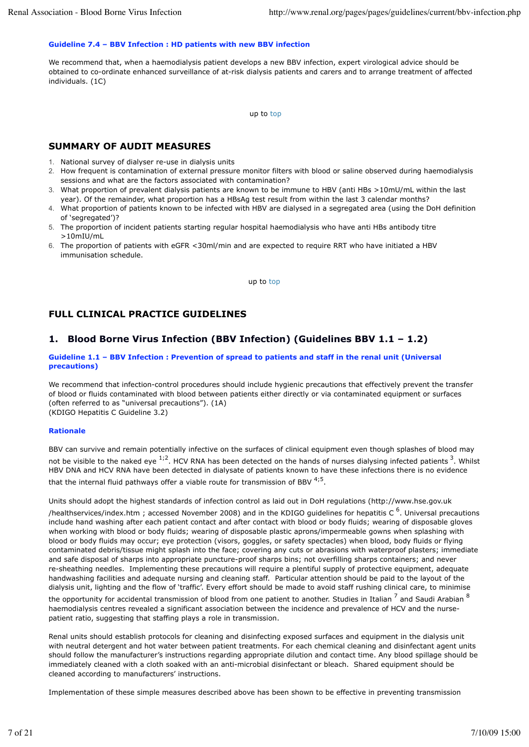**Guideline 7.4 – BBV Infection : HD patients with new BBV infection**

We recommend that, when a haemodialysis patient develops a new BBV infection, expert virological advice should be obtained to co-ordinate enhanced surveillance of at-risk dialysis patients and carers and to arrange treatment of affected individuals. (1C)

up to top

## SUMMARY OF AUDIT MEASURES

1. National survey of dialyser re-use in dialysis units
2. How frequent is contamination of external pressure monitor filters with blood or saline observed during haemodialysis sessions and what are the factors associated with contamination?
3. What proportion of prevalent dialysis patients are known to be immune to HBV (anti HBs >10mU/mL within the last year). Of the remainder, what proportion has a HBsAg test result from within the last 3 calendar months?
4. What proportion of patients known to be infected with HBV are dialysed in a segregated area (using the DoH definition of 'segregated')?
5. The proportion of incident patients starting regular hospital haemodialysis who have anti HBs antibody titre >10mIU/mL
6. The proportion of patients with eGFR <30ml/min and are expected to require RRT who have initiated a HBV immunisation schedule.

up to top

## FULL CLINICAL PRACTICE GUIDELINES

## 1. Blood Borne Virus Infection (BBV Infection) (Guidelines BBV 1.1 – 1.2)

**Guideline 1.1 – BBV Infection : Prevention of spread to patients and staff in the renal unit (Universal precautions)**

We recommend that infection-control procedures should include hygienic precautions that effectively prevent the transfer of blood or fluids contaminated with blood between patients either directly or via contaminated equipment or surfaces (often referred to as "universal precautions"). (1A)
(KDIGO Hepatitis C Guideline 3.2)

**Rationale**

BBV can survive and remain potentially infective on the surfaces of clinical equipment even though splashes of blood may not be visible to the naked eye [1;2]. HCV RNA has been detected on the hands of nurses dialysing infected patients [3]. Whilst HBV DNA and HCV RNA have been detected in dialysate of patients known to have these infections there is no evidence that the internal fluid pathways offer a viable route for transmission of BBV [4;5].

Units should adopt the highest standards of infection control as laid out in DoH regulations (http://www.hse.gov.uk /healthservices/index.htm ; accessed November 2008) and in the KDIGO guidelines for hepatitis C [6]. Universal precautions include hand washing after each patient contact and after contact with blood or body fluids; wearing of disposable gloves when working with blood or body fluids; wearing of disposable plastic aprons/impermeable gowns when splashing with blood or body fluids may occur; eye protection (visors, goggles, or safety spectacles) when blood, body fluids or flying contaminated debris/tissue might splash into the face; covering any cuts or abrasions with waterproof plasters; immediate and safe disposal of sharps into appropriate puncture-proof sharps bins; not overfilling sharps containers; and never re-sheathing needles. Implementing these precautions will require a plentiful supply of protective equipment, adequate handwashing facilities and adequate nursing and cleaning staff. Particular attention should be paid to the layout of the dialysis unit, lighting and the flow of 'traffic'. Every effort should be made to avoid staff rushing clinical care, to minimise the opportunity for accidental transmission of blood from one patient to another. Studies in Italian [7] and Saudi Arabian [8] haemodialysis centres revealed a significant association between the incidence and prevalence of HCV and the nurse-patient ratio, suggesting that staffing plays a role in transmission.

Renal units should establish protocols for cleaning and disinfecting exposed surfaces and equipment in the dialysis unit with neutral detergent and hot water between patient treatments. For each chemical cleaning and disinfectant agent units should follow the manufacturer's instructions regarding appropriate dilution and contact time. Any blood spillage should be immediately cleaned with a cloth soaked with an anti-microbial disinfectant or bleach. Shared equipment should be cleaned according to manufacturers' instructions.

Implementation of these simple measures described above has been shown to be effective in preventing transmission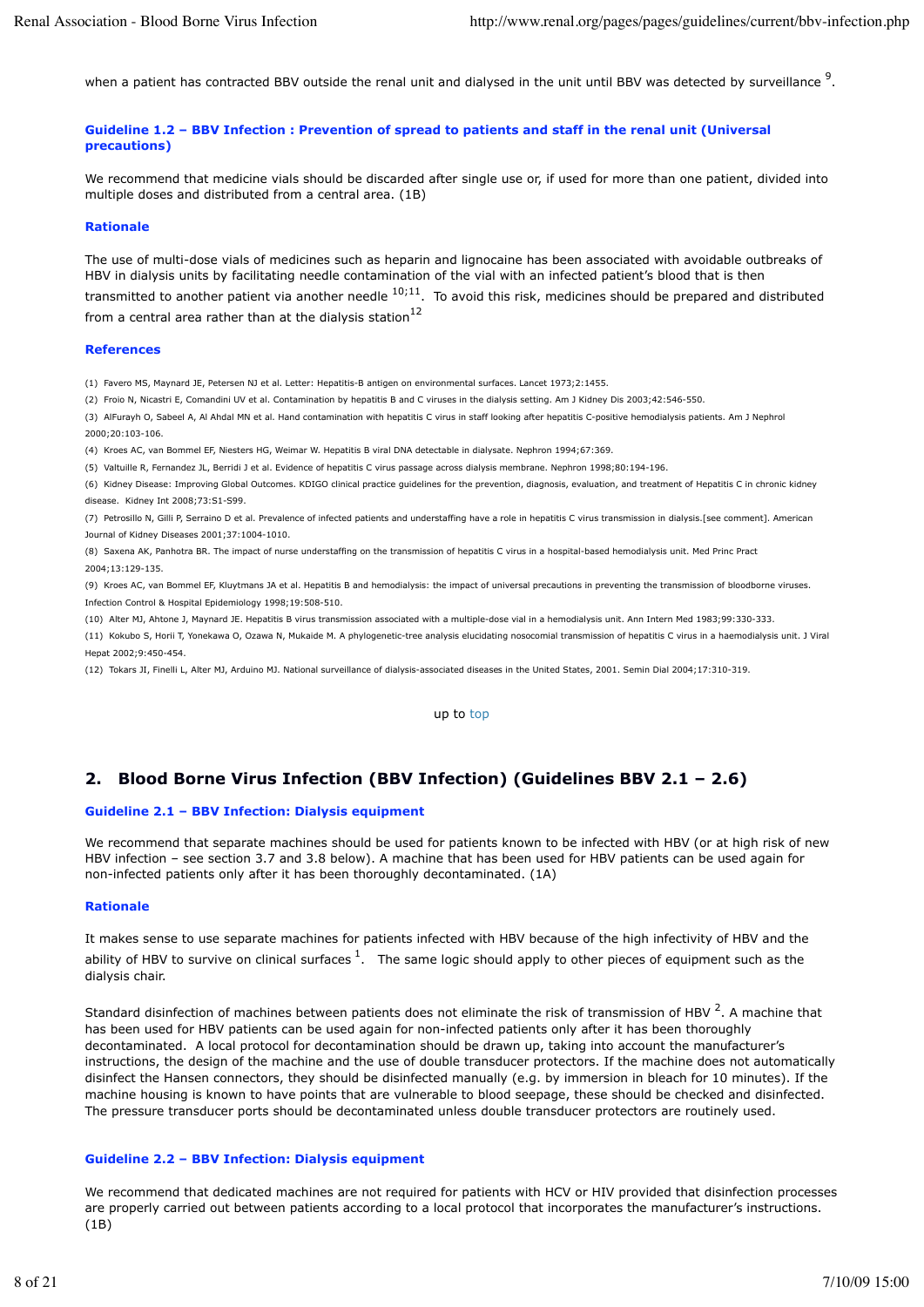when a patient has contracted BBV outside the renal unit and dialysed in the unit until BBV was detected by surveillance [9].

### Guideline 1.2 – BBV Infection : Prevention of spread to patients and staff in the renal unit (Universal precautions)

We recommend that medicine vials should be discarded after single use or, if used for more than one patient, divided into multiple doses and distributed from a central area. (1B)

#### Rationale

The use of multi-dose vials of medicines such as heparin and lignocaine has been associated with avoidable outbreaks of HBV in dialysis units by facilitating needle contamination of the vial with an infected patient's blood that is then transmitted to another patient via another needle [10;11]. To avoid this risk, medicines should be prepared and distributed from a central area rather than at the dialysis station[12]

#### References

(1) Favero MS, Maynard JE, Petersen NJ et al. Letter: Hepatitis-B antigen on environmental surfaces. Lancet 1973;2:1455.

(2) Froio N, Nicastri E, Comandini UV et al. Contamination by hepatitis B and C viruses in the dialysis setting. Am J Kidney Dis 2003;42:546-550.

(3) AlFurayh O, Sabeel A, Al Ahdal MN et al. Hand contamination with hepatitis C virus in staff looking after hepatitis C-positive hemodialysis patients. Am J Nephrol 2000;20:103-106.

(4) Kroes AC, van Bommel EF, Niesters HG, Weimar W. Hepatitis B viral DNA detectable in dialysate. Nephron 1994;67:369.

(5) Valtuille R, Fernandez JL, Berridi J et al. Evidence of hepatitis C virus passage across dialysis membrane. Nephron 1998;80:194-196.

(6) Kidney Disease: Improving Global Outcomes. KDIGO clinical practice guidelines for the prevention, diagnosis, evaluation, and treatment of Hepatitis C in chronic kidney disease. Kidney Int 2008;73:S1-S99.

(7) Petrosillo N, Gilli P, Serraino D et al. Prevalence of infected patients and understaffing have a role in hepatitis C virus transmission in dialysis.[see comment]. American Journal of Kidney Diseases 2001;37:1004-1010.

(8) Saxena AK, Panhotra BR. The impact of nurse understaffing on the transmission of hepatitis C virus in a hospital-based hemodialysis unit. Med Princ Pract 2004;13:129-135.

(9) Kroes AC, van Bommel EF, Kluytmans JA et al. Hepatitis B and hemodialysis: the impact of universal precautions in preventing the transmission of bloodborne viruses. Infection Control & Hospital Epidemiology 1998;19:508-510.

(10) Alter MJ, Ahtone J, Maynard JE. Hepatitis B virus transmission associated with a multiple-dose vial in a hemodialysis unit. Ann Intern Med 1983;99:330-333.

(11) Kokubo S, Horii T, Yonekawa O, Ozawa N, Mukaide M. A phylogenetic-tree analysis elucidating nosocomial transmission of hepatitis C virus in a haemodialysis unit. J Viral Hepat 2002;9:450-454.

(12) Tokars JI, Finelli L, Alter MJ, Arduino MJ. National surveillance of dialysis-associated diseases in the United States, 2001. Semin Dial 2004;17:310-319.

up to top

## 2. Blood Borne Virus Infection (BBV Infection) (Guidelines BBV 2.1 – 2.6)

### Guideline 2.1 – BBV Infection: Dialysis equipment

We recommend that separate machines should be used for patients known to be infected with HBV (or at high risk of new HBV infection – see section 3.7 and 3.8 below). A machine that has been used for HBV patients can be used again for non-infected patients only after it has been thoroughly decontaminated. (1A)

#### Rationale

It makes sense to use separate machines for patients infected with HBV because of the high infectivity of HBV and the ability of HBV to survive on clinical surfaces [1]. The same logic should apply to other pieces of equipment such as the dialysis chair.

Standard disinfection of machines between patients does not eliminate the risk of transmission of HBV [2]. A machine that has been used for HBV patients can be used again for non-infected patients only after it has been thoroughly decontaminated. A local protocol for decontamination should be drawn up, taking into account the manufacturer's instructions, the design of the machine and the use of double transducer protectors. If the machine does not automatically disinfect the Hansen connectors, they should be disinfected manually (e.g. by immersion in bleach for 10 minutes). If the machine housing is known to have points that are vulnerable to blood seepage, these should be checked and disinfected. The pressure transducer ports should be decontaminated unless double transducer protectors are routinely used.

### Guideline 2.2 – BBV Infection: Dialysis equipment

We recommend that dedicated machines are not required for patients with HCV or HIV provided that disinfection processes are properly carried out between patients according to a local protocol that incorporates the manufacturer's instructions. (1B)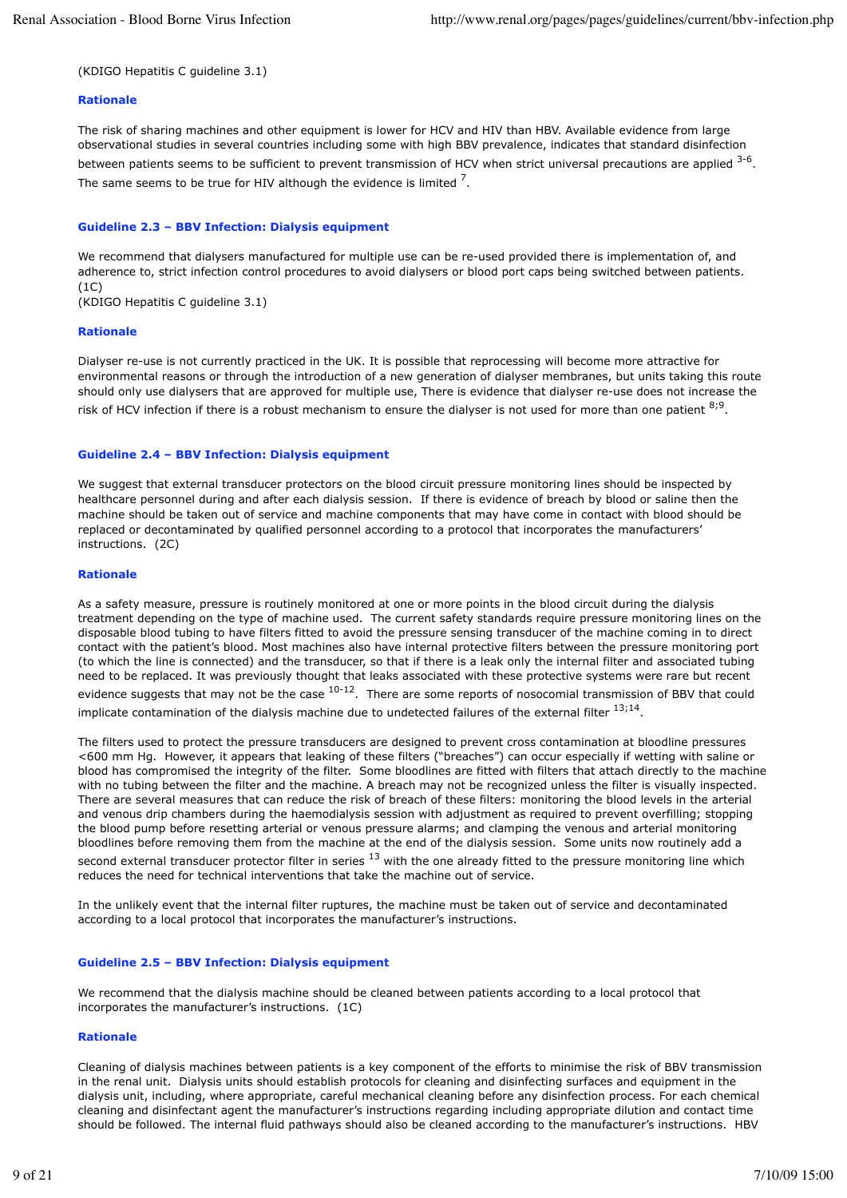(KDIGO Hepatitis C guideline 3.1)

### Rationale

The risk of sharing machines and other equipment is lower for HCV and HIV than HBV. Available evidence from large observational studies in several countries including some with high BBV prevalence, indicates that standard disinfection between patients seems to be sufficient to prevent transmission of HCV when strict universal precautions are applied [3-6]. The same seems to be true for HIV although the evidence is limited [7].

### Guideline 2.3 – BBV Infection: Dialysis equipment

We recommend that dialysers manufactured for multiple use can be re-used provided there is implementation of, and adherence to, strict infection control procedures to avoid dialysers or blood port caps being switched between patients. (1C)
(KDIGO Hepatitis C guideline 3.1)

### Rationale

Dialyser re-use is not currently practiced in the UK. It is possible that reprocessing will become more attractive for environmental reasons or through the introduction of a new generation of dialyser membranes, but units taking this route should only use dialysers that are approved for multiple use, There is evidence that dialyser re-use does not increase the risk of HCV infection if there is a robust mechanism to ensure the dialyser is not used for more than one patient [8;9].

### Guideline 2.4 – BBV Infection: Dialysis equipment

We suggest that external transducer protectors on the blood circuit pressure monitoring lines should be inspected by healthcare personnel during and after each dialysis session. If there is evidence of breach by blood or saline then the machine should be taken out of service and machine components that may have come in contact with blood should be replaced or decontaminated by qualified personnel according to a protocol that incorporates the manufacturers' instructions. (2C)

### Rationale

As a safety measure, pressure is routinely monitored at one or more points in the blood circuit during the dialysis treatment depending on the type of machine used. The current safety standards require pressure monitoring lines on the disposable blood tubing to have filters fitted to avoid the pressure sensing transducer of the machine coming in to direct contact with the patient's blood. Most machines also have internal protective filters between the pressure monitoring port (to which the line is connected) and the transducer, so that if there is a leak only the internal filter and associated tubing need to be replaced. It was previously thought that leaks associated with these protective systems were rare but recent evidence suggests that may not be the case [10-12]. There are some reports of nosocomial transmission of BBV that could implicate contamination of the dialysis machine due to undetected failures of the external filter [13;14].

The filters used to protect the pressure transducers are designed to prevent cross contamination at bloodline pressures <600 mm Hg. However, it appears that leaking of these filters ("breaches") can occur especially if wetting with saline or blood has compromised the integrity of the filter. Some bloodlines are fitted with filters that attach directly to the machine with no tubing between the filter and the machine. A breach may not be recognized unless the filter is visually inspected. There are several measures that can reduce the risk of breach of these filters: monitoring the blood levels in the arterial and venous drip chambers during the haemodialysis session with adjustment as required to prevent overfilling; stopping the blood pump before resetting arterial or venous pressure alarms; and clamping the venous and arterial monitoring bloodlines before removing them from the machine at the end of the dialysis session. Some units now routinely add a second external transducer protector filter in series [13] with the one already fitted to the pressure monitoring line which reduces the need for technical interventions that take the machine out of service.

In the unlikely event that the internal filter ruptures, the machine must be taken out of service and decontaminated according to a local protocol that incorporates the manufacturer's instructions.

### Guideline 2.5 – BBV Infection: Dialysis equipment

We recommend that the dialysis machine should be cleaned between patients according to a local protocol that incorporates the manufacturer's instructions. (1C)

### Rationale

Cleaning of dialysis machines between patients is a key component of the efforts to minimise the risk of BBV transmission in the renal unit. Dialysis units should establish protocols for cleaning and disinfecting surfaces and equipment in the dialysis unit, including, where appropriate, careful mechanical cleaning before any disinfection process. For each chemical cleaning and disinfectant agent the manufacturer's instructions regarding including appropriate dilution and contact time should be followed. The internal fluid pathways should also be cleaned according to the manufacturer's instructions. HBV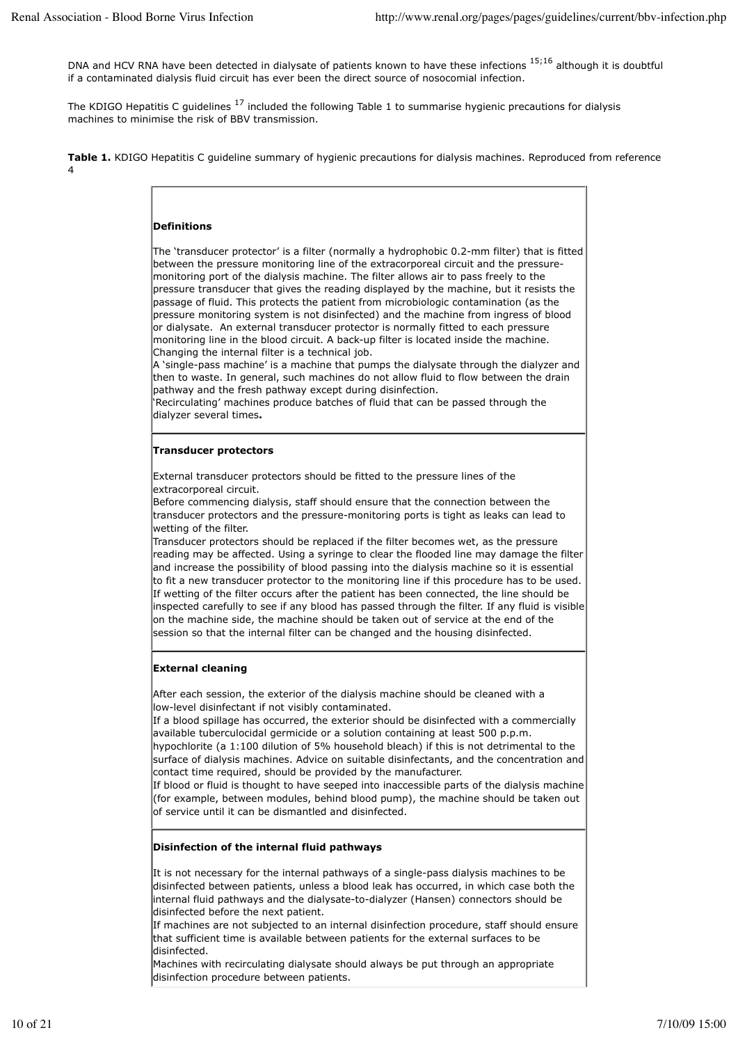DNA and HCV RNA have been detected in dialysate of patients known to have these infections [15;16] although it is doubtful if a contaminated dialysis fluid circuit has ever been the direct source of nosocomial infection.

The KDIGO Hepatitis C guidelines [17] included the following Table 1 to summarise hygienic precautions for dialysis machines to minimise the risk of BBV transmission.

**Table 1.** KDIGO Hepatitis C guideline summary of hygienic precautions for dialysis machines. Reproduced from reference 4

| |
|---|
| **Definitions**<br><br>The 'transducer protector' is a filter (normally a hydrophobic 0.2-mm filter) that is fitted between the pressure monitoring line of the extracorporeal circuit and the pressure-monitoring port of the dialysis machine. The filter allows air to pass freely to the pressure transducer that gives the reading displayed by the machine, but it resists the passage of fluid. This protects the patient from microbiologic contamination (as the pressure monitoring system is not disinfected) and the machine from ingress of blood or dialysate. An external transducer protector is normally fitted to each pressure monitoring line in the blood circuit. A back-up filter is located inside the machine. Changing the internal filter is a technical job.<br>A 'single-pass machine' is a machine that pumps the dialysate through the dialyzer and then to waste. In general, such machines do not allow fluid to flow between the drain pathway and the fresh pathway except during disinfection.<br>'Recirculating' machines produce batches of fluid that can be passed through the dialyzer several times. |
| **Transducer protectors**<br><br>External transducer protectors should be fitted to the pressure lines of the extracorporeal circuit.<br>Before commencing dialysis, staff should ensure that the connection between the transducer protectors and the pressure-monitoring ports is tight as leaks can lead to wetting of the filter.<br>Transducer protectors should be replaced if the filter becomes wet, as the pressure reading may be affected. Using a syringe to clear the flooded line may damage the filter and increase the possibility of blood passing into the dialysis machine so it is essential to fit a new transducer protector to the monitoring line if this procedure has to be used.<br>If wetting of the filter occurs after the patient has been connected, the line should be inspected carefully to see if any blood has passed through the filter. If any fluid is visible on the machine side, the machine should be taken out of service at the end of the session so that the internal filter can be changed and the housing disinfected. |
| **External cleaning**<br><br>After each session, the exterior of the dialysis machine should be cleaned with a low-level disinfectant if not visibly contaminated.<br>If a blood spillage has occurred, the exterior should be disinfected with a commercially available tuberculocidal germicide or a solution containing at least 500 p.p.m. hypochlorite (a 1:100 dilution of 5% household bleach) if this is not detrimental to the surface of dialysis machines. Advice on suitable disinfectants, and the concentration and contact time required, should be provided by the manufacturer.<br>If blood or fluid is thought to have seeped into inaccessible parts of the dialysis machine (for example, between modules, behind blood pump), the machine should be taken out of service until it can be dismantled and disinfected. |
| **Disinfection of the internal fluid pathways**<br><br>It is not necessary for the internal pathways of a single-pass dialysis machines to be disinfected between patients, unless a blood leak has occurred, in which case both the internal fluid pathways and the dialysate-to-dialyzer (Hansen) connectors should be disinfected before the next patient.<br>If machines are not subjected to an internal disinfection procedure, staff should ensure that sufficient time is available between patients for the external surfaces to be disinfected.<br>Machines with recirculating dialysate should always be put through an appropriate disinfection procedure between patients. |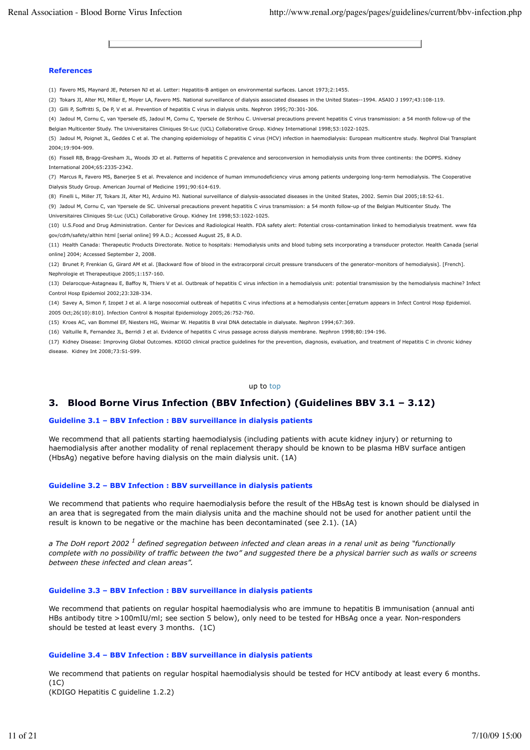### References

(1) Favero MS, Maynard JE, Petersen NJ et al. Letter: Hepatitis-B antigen on environmental surfaces. Lancet 1973;2:1455.

(2) Tokars JI, Alter MJ, Miller E, Moyer LA, Favero MS. National surveillance of dialysis associated diseases in the United States--1994. ASAIO J 1997;43:108-119.

(3) Gilli P, Soffritti S, De P, V et al. Prevention of hepatitis C virus in dialysis units. Nephron 1995;70:301-306.

(4) Jadoul M, Cornu C, van Ypersele dS, Jadoul M, Cornu C, Ypersele de Strihou C. Universal precautions prevent hepatitis C virus transmission: a 54 month follow-up of the Belgian Multicenter Study. The Universitaires Cliniques St-Luc (UCL) Collaborative Group. Kidney International 1998;53:1022-1025.

(5) Jadoul M, Poignet JL, Geddes C et al. The changing epidemiology of hepatitis C virus (HCV) infection in haemodialysis: European multicentre study. Nephrol Dial Transplant 2004;19:904-909.

(6) Fissell RB, Bragg-Gresham JL, Woods JD et al. Patterns of hepatitis C prevalence and seroconversion in hemodialysis units from three continents: the DOPPS. Kidney International 2004;65:2335-2342.

(7) Marcus R, Favero MS, Banerjee S et al. Prevalence and incidence of human immunodeficiency virus among patients undergoing long-term hemodialysis. The Cooperative Dialysis Study Group. American Journal of Medicine 1991;90:614-619.

(8) Finelli L, Miller JT, Tokars JI, Alter MJ, Arduino MJ. National surveillance of dialysis-associated diseases in the United States, 2002. Semin Dial 2005;18:52-61.

(9) Jadoul M, Cornu C, van Ypersele de SC. Universal precautions prevent hepatitis C virus transmission: a 54 month follow-up of the Belgian Multicenter Study. The Universitaires Cliniques St-Luc (UCL) Collaborative Group. Kidney Int 1998;53:1022-1025.

(10) U.S.Food and Drug Administration. Center for Devices and Radiological Health. FDA safety alert: Potential cross-contamination linked to hemodialysis treatment. www fda gov/cdrh/safety/althin html [serial online] 99 A.D.; Accessed August 25, 8 A.D.

(11) Health Canada: Therapeutic Products Directorate. Notice to hospitals: Hemodialysis units and blood tubing sets incorporating a transducer protector. Health Canada [serial online] 2004; Accessed September 2, 2008.

(12) Brunet P, Frenkian G, Girard AM et al. [Backward flow of blood in the extracorporal circuit pressure transducers of the generator-monitors of hemodialysis]. [French]. Nephrologie et Therapeutique 2005;1:157-160.

(13) Delarocque-Astagneau E, Baffoy N, Thiers V et al. Outbreak of hepatitis C virus infection in a hemodialysis unit: potential transmission by the hemodialysis machine? Infect Control Hosp Epidemiol 2002;23:328-334.

(14) Savey A, Simon F, Izopet J et al. A large nosocomial outbreak of hepatitis C virus infections at a hemodialysis center.[erratum appears in Infect Control Hosp Epidemiol. 2005 Oct;26(10):810]. Infection Control & Hospital Epidemiology 2005;26:752-760.

(15) Kroes AC, van Bommel EF, Niesters HG, Weimar W. Hepatitis B viral DNA detectable in dialysate. Nephron 1994;67:369.

(16) Valtuille R, Fernandez JL, Berridi J et al. Evidence of hepatitis C virus passage across dialysis membrane. Nephron 1998;80:194-196.

(17) Kidney Disease: Improving Global Outcomes. KDIGO clinical practice guidelines for the prevention, diagnosis, evaluation, and treatment of Hepatitis C in chronic kidney disease. Kidney Int 2008;73:S1-S99.

up to top

## 3. Blood Borne Virus Infection (BBV Infection) (Guidelines BBV 3.1 – 3.12)

### Guideline 3.1 – BBV Infection : BBV surveillance in dialysis patients

We recommend that all patients starting haemodialysis (including patients with acute kidney injury) or returning to haemodialysis after another modality of renal replacement therapy should be known to be plasma HBV surface antigen (HbsAg) negative before having dialysis on the main dialysis unit. (1A)

### Guideline 3.2 – BBV Infection : BBV surveillance in dialysis patients

We recommend that patients who require haemodialysis before the result of the HBsAg test is known should be dialysed in an area that is segregated from the main dialysis unita and the machine should not be used for another patient until the result is known to be negative or the machine has been decontaminated (see 2.1). (1A)

*a The DoH report 2002 [1] defined segregation between infected and clean areas in a renal unit as being "functionally complete with no possibility of traffic between the two" and suggested there be a physical barrier such as walls or screens between these infected and clean areas".*

### Guideline 3.3 – BBV Infection : BBV surveillance in dialysis patients

We recommend that patients on regular hospital haemodialysis who are immune to hepatitis B immunisation (annual anti HBs antibody titre >100mIU/ml; see section 5 below), only need to be tested for HBsAg once a year. Non-responders should be tested at least every 3 months. (1C)

### Guideline 3.4 – BBV Infection : BBV surveillance in dialysis patients

We recommend that patients on regular hospital haemodialysis should be tested for HCV antibody at least every 6 months. (1C)
(KDIGO Hepatitis C guideline 1.2.2)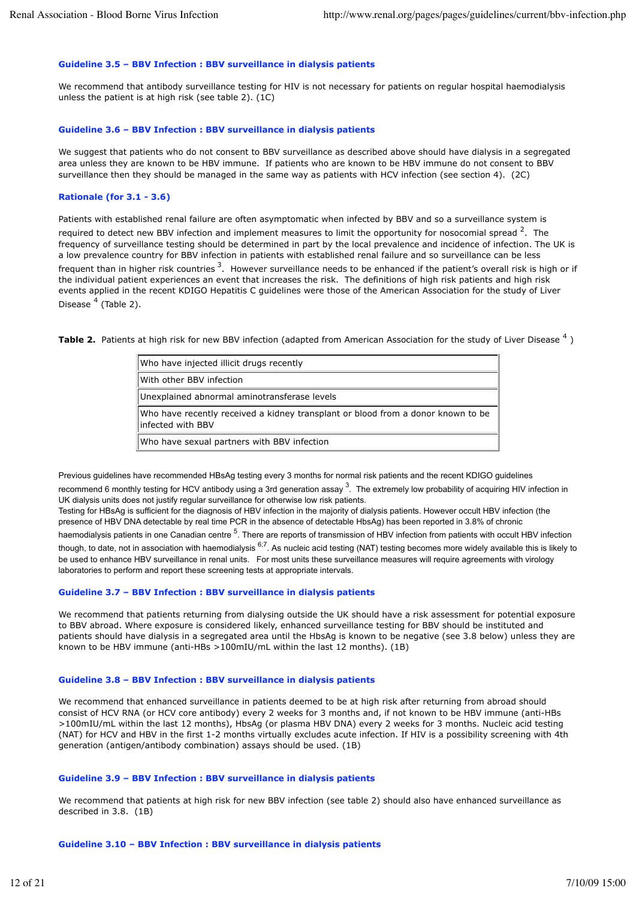### Guideline 3.5 – BBV Infection : BBV surveillance in dialysis patients

We recommend that antibody surveillance testing for HIV is not necessary for patients on regular hospital haemodialysis unless the patient is at high risk (see table 2). (1C)

### Guideline 3.6 – BBV Infection : BBV surveillance in dialysis patients

We suggest that patients who do not consent to BBV surveillance as described above should have dialysis in a segregated area unless they are known to be HBV immune. If patients who are known to be HBV immune do not consent to BBV surveillance then they should be managed in the same way as patients with HCV infection (see section 4). (2C)

### Rationale (for 3.1 - 3.6)

Patients with established renal failure are often asymptomatic when infected by BBV and so a surveillance system is required to detect new BBV infection and implement measures to limit the opportunity for nosocomial spread [2]. The frequency of surveillance testing should be determined in part by the local prevalence and incidence of infection. The UK is a low prevalence country for BBV infection in patients with established renal failure and so surveillance can be less frequent than in higher risk countries [3]. However surveillance needs to be enhanced if the patient's overall risk is high or if the individual patient experiences an event that increases the risk. The definitions of high risk patients and high risk events applied in the recent KDIGO Hepatitis C guidelines were those of the American Association for the study of Liver Disease [4] (Table 2).

**Table 2.** Patients at high risk for new BBV infection (adapted from American Association for the study of Liver Disease [4] )

| |
|---|
| Who have injected illicit drugs recently |
| With other BBV infection |
| Unexplained abnormal aminotransferase levels |
| Who have recently received a kidney transplant or blood from a donor known to be infected with BBV |
| Who have sexual partners with BBV infection |

Previous guidelines have recommended HBsAg testing every 3 months for normal risk patients and the recent KDIGO guidelines recommend 6 monthly testing for HCV antibody using a 3rd generation assay [3]. The extremely low probability of acquiring HIV infection in UK dialysis units does not justify regular surveillance for otherwise low risk patients.
Testing for HBsAg is sufficient for the diagnosis of HBV infection in the majority of dialysis patients. However occult HBV infection (the presence of HBV DNA detectable by real time PCR in the absence of detectable HbsAg) has been reported in 3.8% of chronic haemodialysis patients in one Canadian centre [5]. There are reports of transmission of HBV infection from patients with occult HBV infection though, to date, not in association with haemodialysis [6;7]. As nucleic acid testing (NAT) testing becomes more widely available this is likely to be used to enhance HBV surveillance in renal units. For most units these surveillance measures will require agreements with virology laboratories to perform and report these screening tests at appropriate intervals.

### Guideline 3.7 – BBV Infection : BBV surveillance in dialysis patients

We recommend that patients returning from dialysing outside the UK should have a risk assessment for potential exposure to BBV abroad. Where exposure is considered likely, enhanced surveillance testing for BBV should be instituted and patients should have dialysis in a segregated area until the HbsAg is known to be negative (see 3.8 below) unless they are known to be HBV immune (anti-HBs >100mIU/mL within the last 12 months). (1B)

### Guideline 3.8 – BBV Infection : BBV surveillance in dialysis patients

We recommend that enhanced surveillance in patients deemed to be at high risk after returning from abroad should consist of HCV RNA (or HCV core antibody) every 2 weeks for 3 months and, if not known to be HBV immune (anti-HBs >100mIU/mL within the last 12 months), HbsAg (or plasma HBV DNA) every 2 weeks for 3 months. Nucleic acid testing (NAT) for HCV and HBV in the first 1-2 months virtually excludes acute infection. If HIV is a possibility screening with 4th generation (antigen/antibody combination) assays should be used. (1B)

### Guideline 3.9 – BBV Infection : BBV surveillance in dialysis patients

We recommend that patients at high risk for new BBV infection (see table 2) should also have enhanced surveillance as described in 3.8. (1B)

### Guideline 3.10 – BBV Infection : BBV surveillance in dialysis patients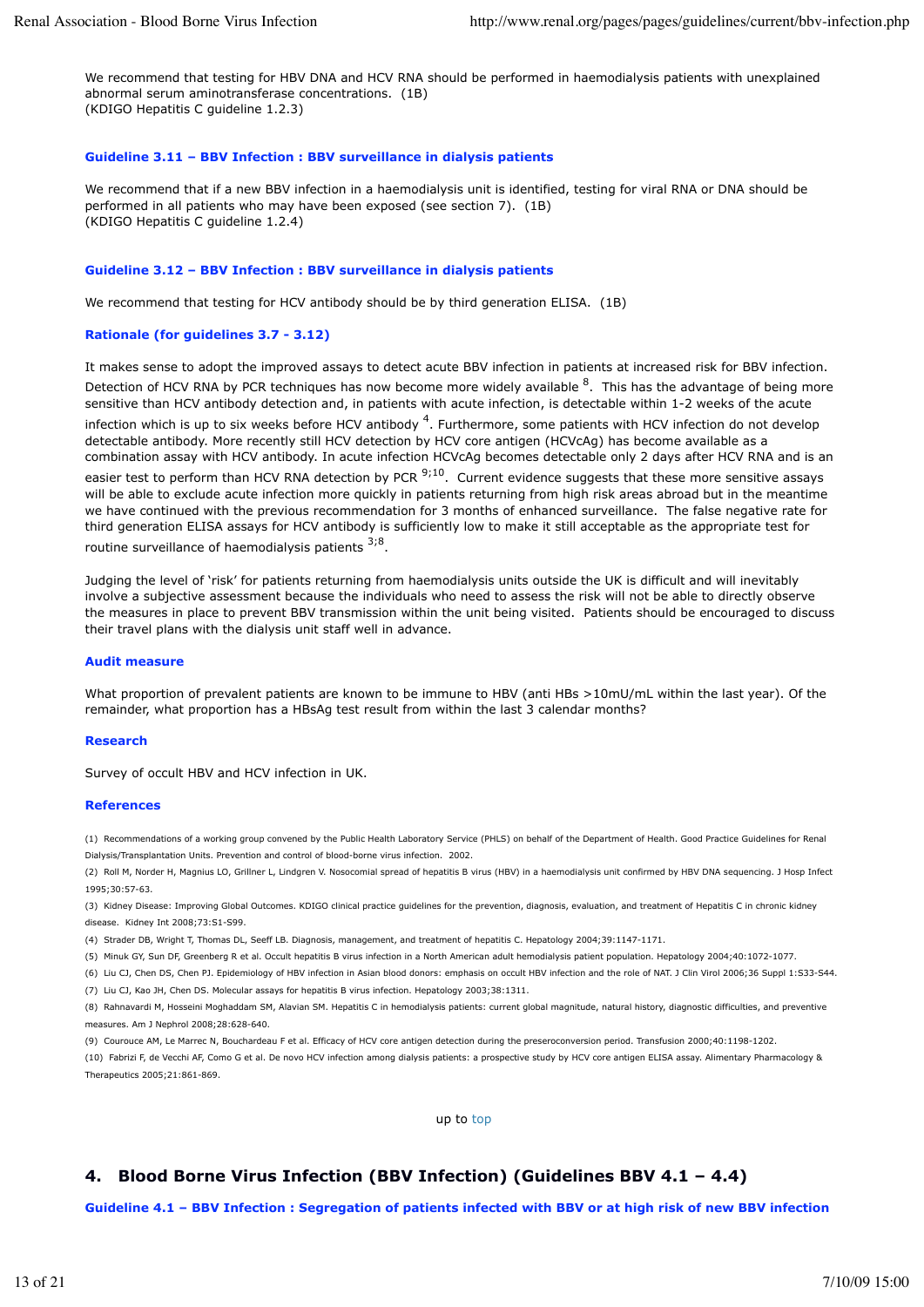We recommend that testing for HBV DNA and HCV RNA should be performed in haemodialysis patients with unexplained abnormal serum aminotransferase concentrations. (1B)
(KDIGO Hepatitis C guideline 1.2.3)

### Guideline 3.11 – BBV Infection : BBV surveillance in dialysis patients

We recommend that if a new BBV infection in a haemodialysis unit is identified, testing for viral RNA or DNA should be performed in all patients who may have been exposed (see section 7). (1B)
(KDIGO Hepatitis C guideline 1.2.4)

### Guideline 3.12 – BBV Infection : BBV surveillance in dialysis patients

We recommend that testing for HCV antibody should be by third generation ELISA. (1B)

### Rationale (for guidelines 3.7 - 3.12)

It makes sense to adopt the improved assays to detect acute BBV infection in patients at increased risk for BBV infection. Detection of HCV RNA by PCR techniques has now become more widely available [8]. This has the advantage of being more sensitive than HCV antibody detection and, in patients with acute infection, is detectable within 1-2 weeks of the acute infection which is up to six weeks before HCV antibody [4]. Furthermore, some patients with HCV infection do not develop detectable antibody. More recently still HCV detection by HCV core antigen (HCVcAg) has become available as a combination assay with HCV antibody. In acute infection HCVcAg becomes detectable only 2 days after HCV RNA and is an easier test to perform than HCV RNA detection by PCR [9;10]. Current evidence suggests that these more sensitive assays will be able to exclude acute infection more quickly in patients returning from high risk areas abroad but in the meantime we have continued with the previous recommendation for 3 months of enhanced surveillance. The false negative rate for third generation ELISA assays for HCV antibody is sufficiently low to make it still acceptable as the appropriate test for routine surveillance of haemodialysis patients [3;8].

Judging the level of 'risk' for patients returning from haemodialysis units outside the UK is difficult and will inevitably involve a subjective assessment because the individuals who need to assess the risk will not be able to directly observe the measures in place to prevent BBV transmission within the unit being visited. Patients should be encouraged to discuss their travel plans with the dialysis unit staff well in advance.

### Audit measure

What proportion of prevalent patients are known to be immune to HBV (anti HBs >10mU/mL within the last year). Of the remainder, what proportion has a HBsAg test result from within the last 3 calendar months?

### Research

Survey of occult HBV and HCV infection in UK.

### References

(1) Recommendations of a working group convened by the Public Health Laboratory Service (PHLS) on behalf of the Department of Health. Good Practice Guidelines for Renal Dialysis/Transplantation Units. Prevention and control of blood-borne virus infection. 2002.

(2) Roll M, Norder H, Magnius LO, Grillner L, Lindgren V. Nosocomial spread of hepatitis B virus (HBV) in a haemodialysis unit confirmed by HBV DNA sequencing. J Hosp Infect 1995;30:57-63.

(3) Kidney Disease: Improving Global Outcomes. KDIGO clinical practice guidelines for the prevention, diagnosis, evaluation, and treatment of Hepatitis C in chronic kidney disease. Kidney Int 2008;73:S1-S99.

(4) Strader DB, Wright T, Thomas DL, Seeff LB. Diagnosis, management, and treatment of hepatitis C. Hepatology 2004;39:1147-1171.

(5) Minuk GY, Sun DF, Greenberg R et al. Occult hepatitis B virus infection in a North American adult hemodialysis patient population. Hepatology 2004;40:1072-1077.

(6) Liu CJ, Chen DS, Chen PJ. Epidemiology of HBV infection in Asian blood donors: emphasis on occult HBV infection and the role of NAT. J Clin Virol 2006;36 Suppl 1:S33-S44.

(7) Liu CJ, Kao JH, Chen DS. Molecular assays for hepatitis B virus infection. Hepatology 2003;38:1311.

(8) Rahnavardi M, Hosseini Moghaddam SM, Alavian SM. Hepatitis C in hemodialysis patients: current global magnitude, natural history, diagnostic difficulties, and preventive measures. Am J Nephrol 2008;28:628-640.

(9) Courouce AM, Le Marrec N, Bouchardeau F et al. Efficacy of HCV core antigen detection during the preseroconversion period. Transfusion 2000;40:1198-1202.

(10) Fabrizi F, de Vecchi AF, Como G et al. De novo HCV infection among dialysis patients: a prospective study by HCV core antigen ELISA assay. Alimentary Pharmacology & Therapeutics 2005;21:861-869.

up to top

## 4. Blood Borne Virus Infection (BBV Infection) (Guidelines BBV 4.1 – 4.4)

### Guideline 4.1 – BBV Infection : Segregation of patients infected with BBV or at high risk of new BBV infection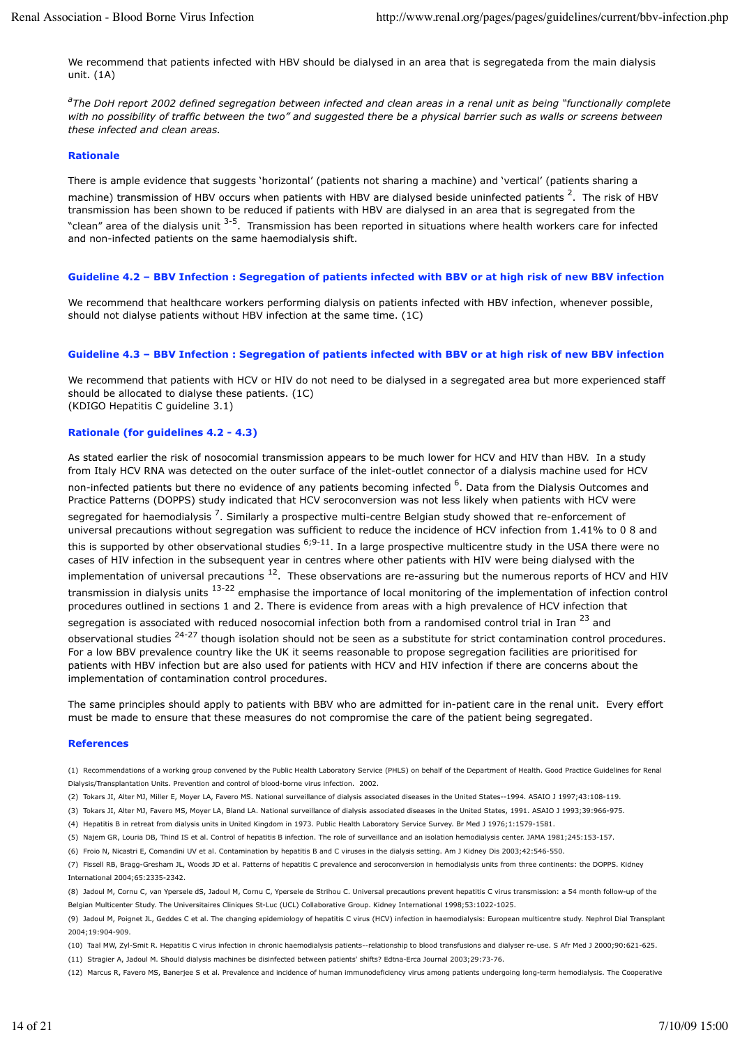We recommend that patients infected with HBV should be dialysed in an area that is segregated[a] from the main dialysis unit. (1A)

*[a]The DoH report 2002 defined segregation between infected and clean areas in a renal unit as being "functionally complete with no possibility of traffic between the two" and suggested there be a physical barrier such as walls or screens between these infected and clean areas.*

### Rationale

There is ample evidence that suggests 'horizontal' (patients not sharing a machine) and 'vertical' (patients sharing a machine) transmission of HBV occurs when patients with HBV are dialysed beside uninfected patients [2]. The risk of HBV transmission has been shown to be reduced if patients with HBV are dialysed in an area that is segregated from the "clean" area of the dialysis unit [3-5]. Transmission has been reported in situations where health workers care for infected and non-infected patients on the same haemodialysis shift.

### Guideline 4.2 – BBV Infection : Segregation of patients infected with BBV or at high risk of new BBV infection

We recommend that healthcare workers performing dialysis on patients infected with HBV infection, whenever possible, should not dialyse patients without HBV infection at the same time. (1C)

### Guideline 4.3 – BBV Infection : Segregation of patients infected with BBV or at high risk of new BBV infection

We recommend that patients with HCV or HIV do not need to be dialysed in a segregated area but more experienced staff should be allocated to dialyse these patients. (1C)
(KDIGO Hepatitis C guideline 3.1)

### Rationale (for guidelines 4.2 - 4.3)

As stated earlier the risk of nosocomial transmission appears to be much lower for HCV and HIV than HBV. In a study from Italy HCV RNA was detected on the outer surface of the inlet-outlet connector of a dialysis machine used for HCV non-infected patients but there no evidence of any patients becoming infected [6]. Data from the Dialysis Outcomes and Practice Patterns (DOPPS) study indicated that HCV seroconversion was not less likely when patients with HCV were segregated for haemodialysis [7]. Similarly a prospective multi-centre Belgian study showed that re-enforcement of universal precautions without segregation was sufficient to reduce the incidence of HCV infection from 1.41% to 0 8 and this is supported by other observational studies [6;9-11]. In a large prospective multicentre study in the USA there were no cases of HIV infection in the subsequent year in centres where other patients with HIV were being dialysed with the implementation of universal precautions [12]. These observations are re-assuring but the numerous reports of HCV and HIV transmission in dialysis units [13-22] emphasise the importance of local monitoring of the implementation of infection control procedures outlined in sections 1 and 2. There is evidence from areas with a high prevalence of HCV infection that segregation is associated with reduced nosocomial infection both from a randomised control trial in Iran [23] and observational studies [24-27] though isolation should not be seen as a substitute for strict contamination control procedures. For a low BBV prevalence country like the UK it seems reasonable to propose segregation facilities are prioritised for patients with HBV infection but are also used for patients with HCV and HIV infection if there are concerns about the implementation of contamination control procedures.

The same principles should apply to patients with BBV who are admitted for in-patient care in the renal unit. Every effort must be made to ensure that these measures do not compromise the care of the patient being segregated.

### References

(1) Recommendations of a working group convened by the Public Health Laboratory Service (PHLS) on behalf of the Department of Health. Good Practice Guidelines for Renal Dialysis/Transplantation Units. Prevention and control of blood-borne virus infection. 2002.

(2) Tokars JI, Alter MJ, Miller E, Moyer LA, Favero MS. National surveillance of dialysis associated diseases in the United States--1994. ASAIO J 1997;43:108-119.

(3) Tokars JI, Alter MJ, Favero MS, Moyer LA, Bland LA. National surveillance of dialysis associated diseases in the United States, 1991. ASAIO J 1993;39:966-975.

(4) Hepatitis B in retreat from dialysis units in United Kingdom in 1973. Public Health Laboratory Service Survey. Br Med J 1976;1:1579-1581.

(5) Najem GR, Louria DB, Thind IS et al. Control of hepatitis B infection. The role of surveillance and an isolation hemodialysis center. JAMA 1981;245:153-157.

(6) Froio N, Nicastri E, Comandini UV et al. Contamination by hepatitis B and C viruses in the dialysis setting. Am J Kidney Dis 2003;42:546-550.

(7) Fissell RB, Bragg-Gresham JL, Woods JD et al. Patterns of hepatitis C prevalence and seroconversion in hemodialysis units from three continents: the DOPPS. Kidney International 2004;65:2335-2342.

(8) Jadoul M, Cornu C, van Ypersele dS, Jadoul M, Cornu C, Ypersele de Strihou C. Universal precautions prevent hepatitis C virus transmission: a 54 month follow-up of the Belgian Multicenter Study. The Universitaires Cliniques St-Luc (UCL) Collaborative Group. Kidney International 1998;53:1022-1025.

(9) Jadoul M, Poignet JL, Geddes C et al. The changing epidemiology of hepatitis C virus (HCV) infection in haemodialysis: European multicentre study. Nephrol Dial Transplant 2004;19:904-909.

(10) Taal MW, Zyl-Smit R. Hepatitis C virus infection in chronic haemodialysis patients--relationship to blood transfusions and dialyser re-use. S Afr Med J 2000;90:621-625.

(11) Stragier A, Jadoul M. Should dialysis machines be disinfected between patients' shifts? Edtna-Erca Journal 2003;29:73-76.

(12) Marcus R, Favero MS, Banerjee S et al. Prevalence and incidence of human immunodeficiency virus among patients undergoing long-term hemodialysis. The Cooperative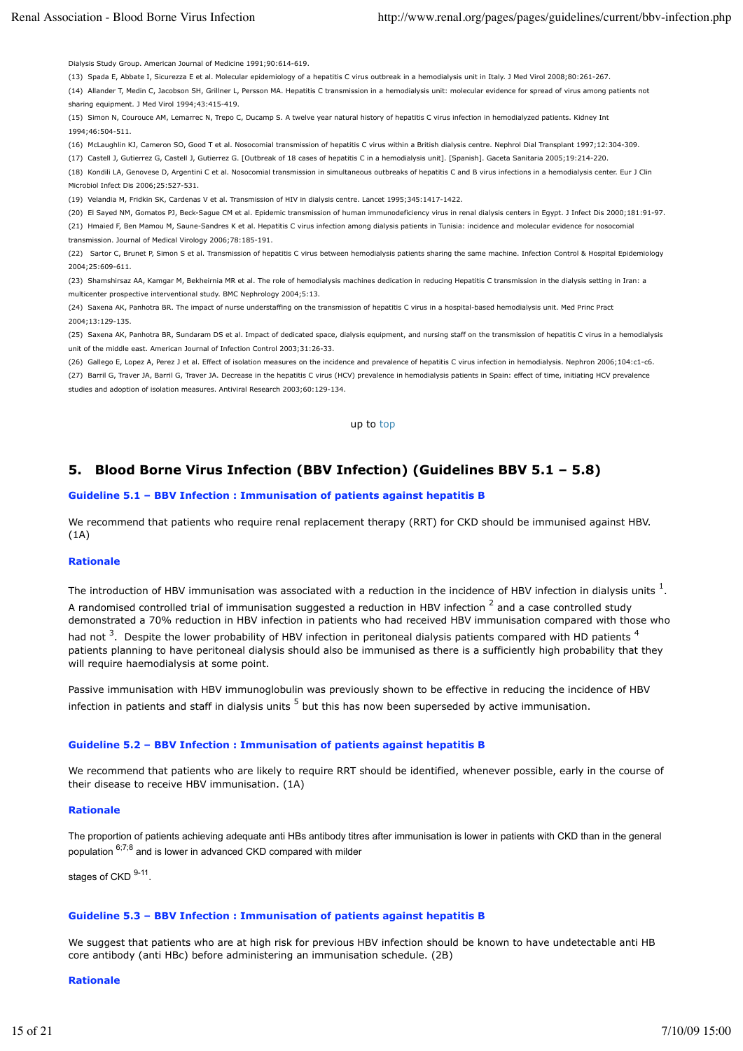Dialysis Study Group. American Journal of Medicine 1991;90:614-619.

(13) Spada E, Abbate I, Sicurezza E et al. Molecular epidemiology of a hepatitis C virus outbreak in a hemodialysis unit in Italy. J Med Virol 2008;80:261-267.

(14) Allander T, Medin C, Jacobson SH, Grillner L, Persson MA. Hepatitis C transmission in a hemodialysis unit: molecular evidence for spread of virus among patients not sharing equipment. J Med Virol 1994;43:415-419.

(15) Simon N, Courouce AM, Lemarrec N, Trepo C, Ducamp S. A twelve year natural history of hepatitis C virus infection in hemodialyzed patients. Kidney Int 1994;46:504-511.

(16) McLaughlin KJ, Cameron SO, Good T et al. Nosocomial transmission of hepatitis C virus within a British dialysis centre. Nephrol Dial Transplant 1997;12:304-309.

(17) Castell J, Gutierrez G, Castell J, Gutierrez G. [Outbreak of 18 cases of hepatitis C in a hemodialysis unit]. [Spanish]. Gaceta Sanitaria 2005;19:214-220.

(18) Kondili LA, Genovese D, Argentini C et al. Nosocomial transmission in simultaneous outbreaks of hepatitis C and B virus infections in a hemodialysis center. Eur J Clin Microbiol Infect Dis 2006;25:527-531.

(19) Velandia M, Fridkin SK, Cardenas V et al. Transmission of HIV in dialysis centre. Lancet 1995;345:1417-1422.

(20) El Sayed NM, Gomatos PJ, Beck-Sague CM et al. Epidemic transmission of human immunodeficiency virus in renal dialysis centers in Egypt. J Infect Dis 2000;181:91-97.

(21) Hmaied F, Ben Mamou M, Saune-Sandres K et al. Hepatitis C virus infection among dialysis patients in Tunisia: incidence and molecular evidence for nosocomial transmission. Journal of Medical Virology 2006;78:185-191.

(22) Sartor C, Brunet P, Simon S et al. Transmission of hepatitis C virus between hemodialysis patients sharing the same machine. Infection Control & Hospital Epidemiology 2004;25:609-611.

(23) Shamshirsaz AA, Kamgar M, Bekheirnia MR et al. The role of hemodialysis machines dedication in reducing Hepatitis C transmission in the dialysis setting in Iran: a multicenter prospective interventional study. BMC Nephrology 2004;5:13.

(24) Saxena AK, Panhotra BR. The impact of nurse understaffing on the transmission of hepatitis C virus in a hospital-based hemodialysis unit. Med Princ Pract 2004;13:129-135.

(25) Saxena AK, Panhotra BR, Sundaram DS et al. Impact of dedicated space, dialysis equipment, and nursing staff on the transmission of hepatitis C virus in a hemodialysis unit of the middle east. American Journal of Infection Control 2003;31:26-33.

(26) Gallego E, Lopez A, Perez J et al. Effect of isolation measures on the incidence and prevalence of hepatitis C virus infection in hemodialysis. Nephron 2006;104:c1-c6.

(27) Barril G, Traver JA, Barril G, Traver JA. Decrease in the hepatitis C virus (HCV) prevalence in hemodialysis patients in Spain: effect of time, initiating HCV prevalence studies and adoption of isolation measures. Antiviral Research 2003;60:129-134.

up to top

## 5. Blood Borne Virus Infection (BBV Infection) (Guidelines BBV 5.1 – 5.8)

### Guideline 5.1 – BBV Infection : Immunisation of patients against hepatitis B

We recommend that patients who require renal replacement therapy (RRT) for CKD should be immunised against HBV. (1A)

#### Rationale

The introduction of HBV immunisation was associated with a reduction in the incidence of HBV infection in dialysis units [1]. A randomised controlled trial of immunisation suggested a reduction in HBV infection [2] and a case controlled study demonstrated a 70% reduction in HBV infection in patients who had received HBV immunisation compared with those who had not [3]. Despite the lower probability of HBV infection in peritoneal dialysis patients compared with HD patients [4] patients planning to have peritoneal dialysis should also be immunised as there is a sufficiently high probability that they will require haemodialysis at some point.

Passive immunisation with HBV immunoglobulin was previously shown to be effective in reducing the incidence of HBV infection in patients and staff in dialysis units [5] but this has now been superseded by active immunisation.

### Guideline 5.2 – BBV Infection : Immunisation of patients against hepatitis B

We recommend that patients who are likely to require RRT should be identified, whenever possible, early in the course of their disease to receive HBV immunisation. (1A)

#### Rationale

The proportion of patients achieving adequate anti HBs antibody titres after immunisation is lower in patients with CKD than in the general population [6;7;8] and is lower in advanced CKD compared with milder stages of CKD [9-11].

### Guideline 5.3 – BBV Infection : Immunisation of patients against hepatitis B

We suggest that patients who are at high risk for previous HBV infection should be known to have undetectable anti HB core antibody (anti HBc) before administering an immunisation schedule. (2B)

#### Rationale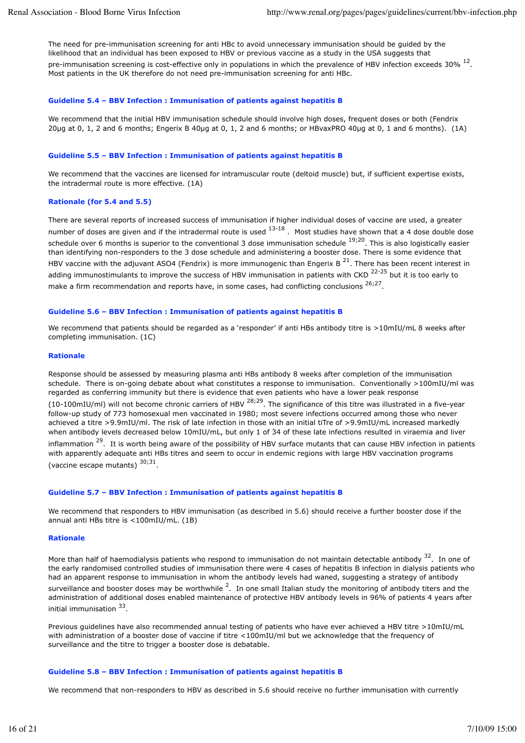The need for pre-immunisation screening for anti HBc to avoid unnecessary immunisation should be guided by the likelihood that an individual has been exposed to HBV or previous vaccine as a study in the USA suggests that pre-immunisation screening is cost-effective only in populations in which the prevalence of HBV infection exceeds 30% [12]. Most patients in the UK therefore do not need pre-immunisation screening for anti HBc.

**Guideline 5.4 – BBV Infection : Immunisation of patients against hepatitis B**

We recommend that the initial HBV immunisation schedule should involve high doses, frequent doses or both (Fendrix 20μg at 0, 1, 2 and 6 months; Engerix B 40μg at 0, 1, 2 and 6 months; or HBvaxPRO 40μg at 0, 1 and 6 months). (1A)

**Guideline 5.5 – BBV Infection : Immunisation of patients against hepatitis B**

We recommend that the vaccines are licensed for intramuscular route (deltoid muscle) but, if sufficient expertise exists, the intradermal route is more effective. (1A)

**Rationale (for 5.4 and 5.5)**

There are several reports of increased success of immunisation if higher individual doses of vaccine are used, a greater number of doses are given and if the intradermal route is used [13-18]. Most studies have shown that a 4 dose double dose schedule over 6 months is superior to the conventional 3 dose immunisation schedule [19;20]. This is also logistically easier than identifying non-responders to the 3 dose schedule and administering a booster dose. There is some evidence that HBV vaccine with the adjuvant ASO4 (Fendrix) is more immunogenic than Engerix B [21]. There has been recent interest in adding immunostimulants to improve the success of HBV immunisation in patients with CKD [22-25] but it is too early to make a firm recommendation and reports have, in some cases, had conflicting conclusions [26;27].

**Guideline 5.6 – BBV Infection : Immunisation of patients against hepatitis B**

We recommend that patients should be regarded as a 'responder' if anti HBs antibody titre is >10mIU/mL 8 weeks after completing immunisation. (1C)

**Rationale**

Response should be assessed by measuring plasma anti HBs antibody 8 weeks after completion of the immunisation schedule. There is on-going debate about what constitutes a response to immunisation. Conventionally >100mIU/ml was regarded as conferring immunity but there is evidence that even patients who have a lower peak response (10-100mIU/ml) will not become chronic carriers of HBV [28;29]. The significance of this titre was illustrated in a five-year follow-up study of 773 homosexual men vaccinated in 1980; most severe infections occurred among those who never achieved a titre >9.9mIU/ml. The risk of late infection in those with an initial tiTre of >9.9mIU/mL increased markedly when antibody levels decreased below 10mIU/mL, but only 1 of 34 of these late infections resulted in viraemia and liver inflammation [29]. It is worth being aware of the possibility of HBV surface mutants that can cause HBV infection in patients with apparently adequate anti HBs titres and seem to occur in endemic regions with large HBV vaccination programs (vaccine escape mutants) [30;31].

**Guideline 5.7 – BBV Infection : Immunisation of patients against hepatitis B**

We recommend that responders to HBV immunisation (as described in 5.6) should receive a further booster dose if the annual anti HBs titre is <100mIU/mL. (1B)

**Rationale**

More than half of haemodialysis patients who respond to immunisation do not maintain detectable antibody [32]. In one of the early randomised controlled studies of immunisation there were 4 cases of hepatitis B infection in dialysis patients who had an apparent response to immunisation in whom the antibody levels had waned, suggesting a strategy of antibody surveillance and booster doses may be worthwhile [2]. In one small Italian study the monitoring of antibody titers and the administration of additional doses enabled maintenance of protective HBV antibody levels in 96% of patients 4 years after initial immunisation [33].

Previous guidelines have also recommended annual testing of patients who have ever achieved a HBV titre >10mIU/mL with administration of a booster dose of vaccine if titre <100mIU/ml but we acknowledge that the frequency of surveillance and the titre to trigger a booster dose is debatable.

**Guideline 5.8 – BBV Infection : Immunisation of patients against hepatitis B**

We recommend that non-responders to HBV as described in 5.6 should receive no further immunisation with currently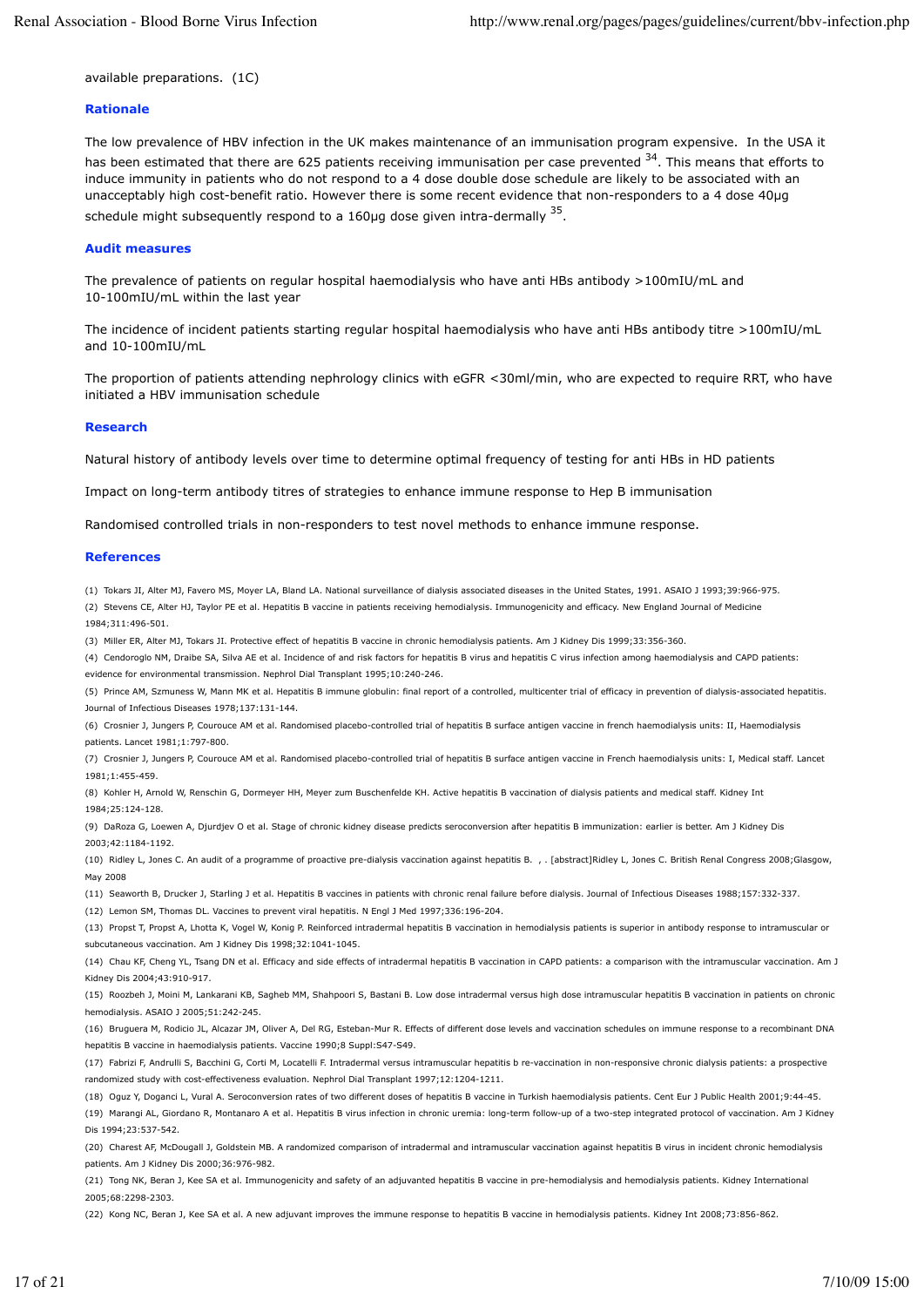available preparations. (1C)

### Rationale

The low prevalence of HBV infection in the UK makes maintenance of an immunisation program expensive. In the USA it has been estimated that there are 625 patients receiving immunisation per case prevented [34]. This means that efforts to induce immunity in patients who do not respond to a 4 dose double dose schedule are likely to be associated with an unacceptably high cost-benefit ratio. However there is some recent evidence that non-responders to a 4 dose 40µg schedule might subsequently respond to a 160µg dose given intra-dermally [35].

### Audit measures

The prevalence of patients on regular hospital haemodialysis who have anti HBs antibody >100mIU/mL and 10-100mIU/mL within the last year

The incidence of incident patients starting regular hospital haemodialysis who have anti HBs antibody titre >100mIU/mL and 10-100mIU/mL

The proportion of patients attending nephrology clinics with eGFR <30ml/min, who are expected to require RRT, who have initiated a HBV immunisation schedule

### Research

Natural history of antibody levels over time to determine optimal frequency of testing for anti HBs in HD patients

Impact on long-term antibody titres of strategies to enhance immune response to Hep B immunisation

Randomised controlled trials in non-responders to test novel methods to enhance immune response.

### References

(1) Tokars JI, Alter MJ, Favero MS, Moyer LA, Bland LA. National surveillance of dialysis associated diseases in the United States, 1991. ASAIO J 1993;39:966-975.

(2) Stevens CE, Alter HJ, Taylor PE et al. Hepatitis B vaccine in patients receiving hemodialysis. Immunogenicity and efficacy. New England Journal of Medicine 1984;311:496-501.

(3) Miller ER, Alter MJ, Tokars JI. Protective effect of hepatitis B vaccine in chronic hemodialysis patients. Am J Kidney Dis 1999;33:356-360.

(4) Cendoroglo NM, Draibe SA, Silva AE et al. Incidence of and risk factors for hepatitis B virus and hepatitis C virus infection among haemodialysis and CAPD patients: evidence for environmental transmission. Nephrol Dial Transplant 1995;10:240-246.

(5) Prince AM, Szmuness W, Mann MK et al. Hepatitis B immune globulin: final report of a controlled, multicenter trial of efficacy in prevention of dialysis-associated hepatitis. Journal of Infectious Diseases 1978;137:131-144.

(6) Crosnier J, Jungers P, Courouce AM et al. Randomised placebo-controlled trial of hepatitis B surface antigen vaccine in french haemodialysis units: II, Haemodialysis patients. Lancet 1981;1:797-800.

(7) Crosnier J, Jungers P, Courouce AM et al. Randomised placebo-controlled trial of hepatitis B surface antigen vaccine in French haemodialysis units: I, Medical staff. Lancet 1981;1:455-459.

(8) Kohler H, Arnold W, Renschin G, Dormeyer HH, Meyer zum Buschenfelde KH. Active hepatitis B vaccination of dialysis patients and medical staff. Kidney Int 1984;25:124-128.

(9) DaRoza G, Loewen A, Djurdjev O et al. Stage of chronic kidney disease predicts seroconversion after hepatitis B immunization: earlier is better. Am J Kidney Dis 2003;42:1184-1192.

(10) Ridley L, Jones C. An audit of a programme of proactive pre-dialysis vaccination against hepatitis B. , . [abstract]Ridley L, Jones C. British Renal Congress 2008;Glasgow, May 2008

(11) Seaworth B, Drucker J, Starling J et al. Hepatitis B vaccines in patients with chronic renal failure before dialysis. Journal of Infectious Diseases 1988;157:332-337.

(12) Lemon SM, Thomas DL. Vaccines to prevent viral hepatitis. N Engl J Med 1997;336:196-204.

(13) Propst T, Propst A, Lhotta K, Vogel W, Konig P. Reinforced intradermal hepatitis B vaccination in hemodialysis patients is superior in antibody response to intramuscular or subcutaneous vaccination. Am J Kidney Dis 1998;32:1041-1045.

(14) Chau KF, Cheng YL, Tsang DN et al. Efficacy and side effects of intradermal hepatitis B vaccination in CAPD patients: a comparison with the intramuscular vaccination. Am J Kidney Dis 2004;43:910-917.

(15) Roozbeh J, Moini M, Lankarani KB, Sagheb MM, Shahpoori S, Bastani B. Low dose intradermal versus high dose intramuscular hepatitis B vaccination in patients on chronic hemodialysis. ASAIO J 2005;51:242-245.

(16) Bruguera M, Rodicio JL, Alcazar JM, Oliver A, Del RG, Esteban-Mur R. Effects of different dose levels and vaccination schedules on immune response to a recombinant DNA hepatitis B vaccine in haemodialysis patients. Vaccine 1990;8 Suppl:S47-S49.

(17) Fabrizi F, Andrulli S, Bacchini G, Corti M, Locatelli F. Intradermal versus intramuscular hepatitis b re-vaccination in non-responsive chronic dialysis patients: a prospective randomized study with cost-effectiveness evaluation. Nephrol Dial Transplant 1997;12:1204-1211.

(18) Oguz Y, Doganci L, Vural A. Seroconversion rates of two different doses of hepatitis B vaccine in Turkish haemodialysis patients. Cent Eur J Public Health 2001;9:44-45.

(19) Marangi AL, Giordano R, Montanaro A et al. Hepatitis B virus infection in chronic uremia: long-term follow-up of a two-step integrated protocol of vaccination. Am J Kidney Dis 1994;23:537-542.

(20) Charest AF, McDougall J, Goldstein MB. A randomized comparison of intradermal and intramuscular vaccination against hepatitis B virus in incident chronic hemodialysis patients. Am J Kidney Dis 2000;36:976-982.

(21) Tong NK, Beran J, Kee SA et al. Immunogenicity and safety of an adjuvanted hepatitis B vaccine in pre-hemodialysis and hemodialysis patients. Kidney International 2005;68:2298-2303.

(22) Kong NC, Beran J, Kee SA et al. A new adjuvant improves the immune response to hepatitis B vaccine in hemodialysis patients. Kidney Int 2008;73:856-862.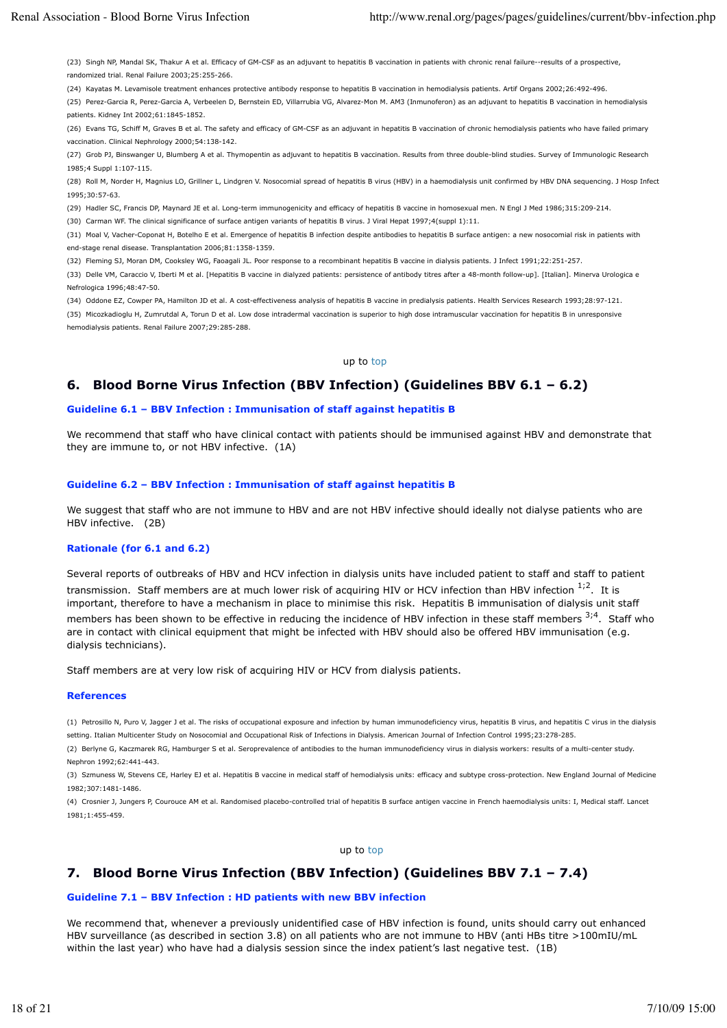(23) Singh NP, Mandal SK, Thakur A et al. Efficacy of GM-CSF as an adjuvant to hepatitis B vaccination in patients with chronic renal failure--results of a prospective, randomized trial. Renal Failure 2003;25:255-266.

(24) Kayatas M. Levamisole treatment enhances protective antibody response to hepatitis B vaccination in hemodialysis patients. Artif Organs 2002;26:492-496.

(25) Perez-Garcia R, Perez-Garcia A, Verbeelen D, Bernstein ED, Villarrubia VG, Alvarez-Mon M. AM3 (Inmunoferon) as an adjuvant to hepatitis B vaccination in hemodialysis patients. Kidney Int 2002;61:1845-1852.

(26) Evans TG, Schiff M, Graves B et al. The safety and efficacy of GM-CSF as an adjuvant in hepatitis B vaccination of chronic hemodialysis patients who have failed primary vaccination. Clinical Nephrology 2000;54:138-142.

(27) Grob PJ, Binswanger U, Blumberg A et al. Thymopentin as adjuvant to hepatitis B vaccination. Results from three double-blind studies. Survey of Immunologic Research 1985;4 Suppl 1:107-115.

(28) Roll M, Norder H, Magnius LO, Grillner L, Lindgren V. Nosocomial spread of hepatitis B virus (HBV) in a haemodialysis unit confirmed by HBV DNA sequencing. J Hosp Infect 1995;30:57-63.

(29) Hadler SC, Francis DP, Maynard JE et al. Long-term immunogenicity and efficacy of hepatitis B vaccine in homosexual men. N Engl J Med 1986;315:209-214.

(30) Carman WF. The clinical significance of surface antigen variants of hepatitis B virus. J Viral Hepat 1997;4(suppl 1):11.

(31) Moal V, Vacher-Coponat H, Botelho E et al. Emergence of hepatitis B infection despite antibodies to hepatitis B surface antigen: a new nosocomial risk in patients with end-stage renal disease. Transplantation 2006;81:1358-1359.

(32) Fleming SJ, Moran DM, Cooksley WG, Faoagali JL. Poor response to a recombinant hepatitis B vaccine in dialysis patients. J Infect 1991;22:251-257.

(33) Delle VM, Caraccio V, Iberti M et al. [Hepatitis B vaccine in dialyzed patients: persistence of antibody titres after a 48-month follow-up]. [Italian]. Minerva Urologica e Nefrologica 1996;48:47-50.

(34) Oddone EZ, Cowper PA, Hamilton JD et al. A cost-effectiveness analysis of hepatitis B vaccine in predialysis patients. Health Services Research 1993;28:97-121.

(35) Micozkadioglu H, Zumrutdal A, Torun D et al. Low dose intradermal vaccination is superior to high dose intramuscular vaccination for hepatitis B in unresponsive hemodialysis patients. Renal Failure 2007;29:285-288.

up to top

## 6. Blood Borne Virus Infection (BBV Infection) (Guidelines BBV 6.1 – 6.2)

### Guideline 6.1 – BBV Infection : Immunisation of staff against hepatitis B

We recommend that staff who have clinical contact with patients should be immunised against HBV and demonstrate that they are immune to, or not HBV infective. (1A)

### Guideline 6.2 – BBV Infection : Immunisation of staff against hepatitis B

We suggest that staff who are not immune to HBV and are not HBV infective should ideally not dialyse patients who are HBV infective. (2B)

### Rationale (for 6.1 and 6.2)

Several reports of outbreaks of HBV and HCV infection in dialysis units have included patient to staff and staff to patient transmission. Staff members are at much lower risk of acquiring HIV or HCV infection than HBV infection [1;2]. It is important, therefore to have a mechanism in place to minimise this risk. Hepatitis B immunisation of dialysis unit staff members has been shown to be effective in reducing the incidence of HBV infection in these staff members [3;4]. Staff who are in contact with clinical equipment that might be infected with HBV should also be offered HBV immunisation (e.g. dialysis technicians).

Staff members are at very low risk of acquiring HIV or HCV from dialysis patients.

### References

(1) Petrosillo N, Puro V, Jagger J et al. The risks of occupational exposure and infection by human immunodeficiency virus, hepatitis B virus, and hepatitis C virus in the dialysis setting. Italian Multicenter Study on Nosocomial and Occupational Risk of Infections in Dialysis. American Journal of Infection Control 1995;23:278-285.

(2) Berlyne G, Kaczmarek RG, Hamburger S et al. Seroprevalence of antibodies to the human immunodeficiency virus in dialysis workers: results of a multi-center study. Nephron 1992;62:441-443.

(3) Szmuness W, Stevens CE, Harley EJ et al. Hepatitis B vaccine in medical staff of hemodialysis units: efficacy and subtype cross-protection. New England Journal of Medicine 1982;307:1481-1486.

(4) Crosnier J, Jungers P, Courouce AM et al. Randomised placebo-controlled trial of hepatitis B surface antigen vaccine in French haemodialysis units: I, Medical staff. Lancet 1981;1:455-459.

up to top

## 7. Blood Borne Virus Infection (BBV Infection) (Guidelines BBV 7.1 – 7.4)

### Guideline 7.1 – BBV Infection : HD patients with new BBV infection

We recommend that, whenever a previously unidentified case of HBV infection is found, units should carry out enhanced HBV surveillance (as described in section 3.8) on all patients who are not immune to HBV (anti HBs titre >100mIU/mL within the last year) who have had a dialysis session since the index patient's last negative test. (1B)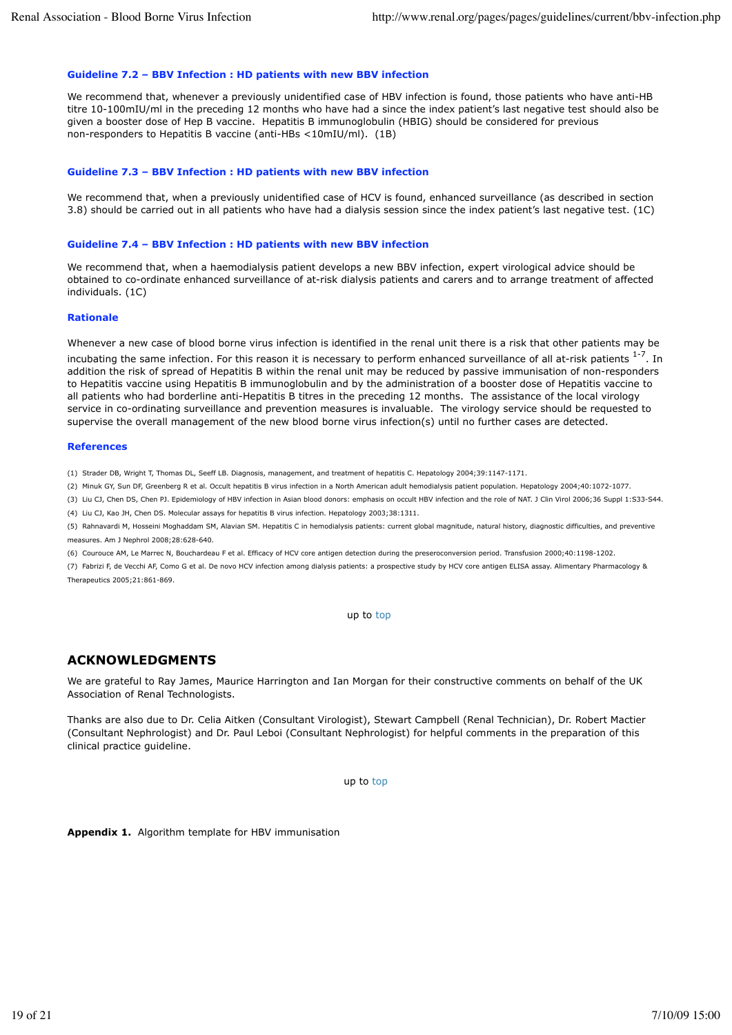### Guideline 7.2 – BBV Infection : HD patients with new BBV infection

We recommend that, whenever a previously unidentified case of HBV infection is found, those patients who have anti-HB titre 10-100mIU/ml in the preceding 12 months who have had a since the index patient's last negative test should also be given a booster dose of Hep B vaccine. Hepatitis B immunoglobulin (HBIG) should be considered for previous non-responders to Hepatitis B vaccine (anti-HBs <10mIU/ml). (1B)

### Guideline 7.3 – BBV Infection : HD patients with new BBV infection

We recommend that, when a previously unidentified case of HCV is found, enhanced surveillance (as described in section 3.8) should be carried out in all patients who have had a dialysis session since the index patient's last negative test. (1C)

### Guideline 7.4 – BBV Infection : HD patients with new BBV infection

We recommend that, when a haemodialysis patient develops a new BBV infection, expert virological advice should be obtained to co-ordinate enhanced surveillance of at-risk dialysis patients and carers and to arrange treatment of affected individuals. (1C)

### Rationale

Whenever a new case of blood borne virus infection is identified in the renal unit there is a risk that other patients may be incubating the same infection. For this reason it is necessary to perform enhanced surveillance of all at-risk patients [1-7]. In addition the risk of spread of Hepatitis B within the renal unit may be reduced by passive immunisation of non-responders to Hepatitis vaccine using Hepatitis B immunoglobulin and by the administration of a booster dose of Hepatitis vaccine to all patients who had borderline anti-Hepatitis B titres in the preceding 12 months. The assistance of the local virology service in co-ordinating surveillance and prevention measures is invaluable. The virology service should be requested to supervise the overall management of the new blood borne virus infection(s) until no further cases are detected.

### References

(1) Strader DB, Wright T, Thomas DL, Seeff LB. Diagnosis, management, and treatment of hepatitis C. Hepatology 2004;39:1147-1171.

(2) Minuk GY, Sun DF, Greenberg R et al. Occult hepatitis B virus infection in a North American adult hemodialysis patient population. Hepatology 2004;40:1072-1077.

(3) Liu CJ, Chen DS, Chen PJ. Epidemiology of HBV infection in Asian blood donors: emphasis on occult HBV infection and the role of NAT. J Clin Virol 2006;36 Suppl 1:S33-S44.

(4) Liu CJ, Kao JH, Chen DS. Molecular assays for hepatitis B virus infection. Hepatology 2003;38:1311.

(5) Rahnavardi M, Hosseini Moghaddam SM, Alavian SM. Hepatitis C in hemodialysis patients: current global magnitude, natural history, diagnostic difficulties, and preventive measures. Am J Nephrol 2008;28:628-640.

(6) Courouce AM, Le Marrec N, Bouchardeau F et al. Efficacy of HCV core antigen detection during the preseroconversion period. Transfusion 2000;40:1198-1202.

(7) Fabrizi F, de Vecchi AF, Como G et al. De novo HCV infection among dialysis patients: a prospective study by HCV core antigen ELISA assay. Alimentary Pharmacology & Therapeutics 2005;21:861-869.

up to top

## ACKNOWLEDGMENTS

We are grateful to Ray James, Maurice Harrington and Ian Morgan for their constructive comments on behalf of the UK Association of Renal Technologists.

Thanks are also due to Dr. Celia Aitken (Consultant Virologist), Stewart Campbell (Renal Technician), Dr. Robert Mactier (Consultant Nephrologist) and Dr. Paul Leboi (Consultant Nephrologist) for helpful comments in the preparation of this clinical practice guideline.

up to top

**Appendix 1.** Algorithm template for HBV immunisation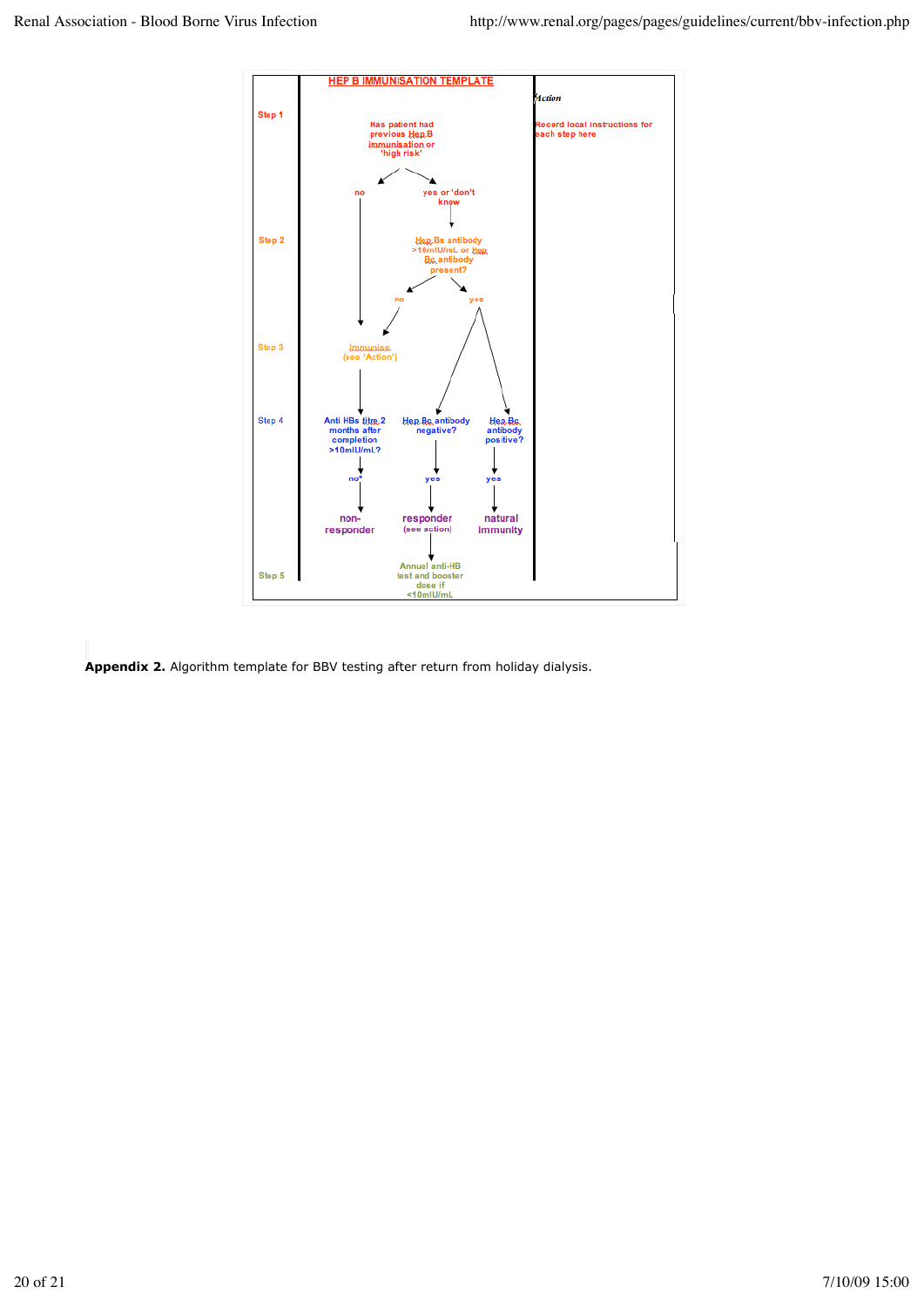**HEP B IMMUNISATION TEMPLATE**

| | Flowchart | Action |
|---|---|---|
| Step 1 | Has patient had previous Hep B immunisation or 'high risk' → no / yes or 'don't know' | Record local instructions for each step here |
| Step 2 | (yes or 'don't know') → Hep Bs antibody >10mIU/mL or Hep Bc antibody present? → no / yes | |
| Step 3 | (no from Step 1, no from Step 2) → Immunise (see 'Action') | |
| Step 4 | Anti HBs titre 2 months after completion >10mIU/mL? → no* → non-responder; Hep Bc antibody negative? → yes → responder (see action); Hep Bc antibody positive? → yes → natural immunity | |
| Step 5 | (responder) → Annual anti-HB test and booster dose if <10mIU/mL | |

**Appendix 2.** Algorithm template for BBV testing after return from holiday dialysis.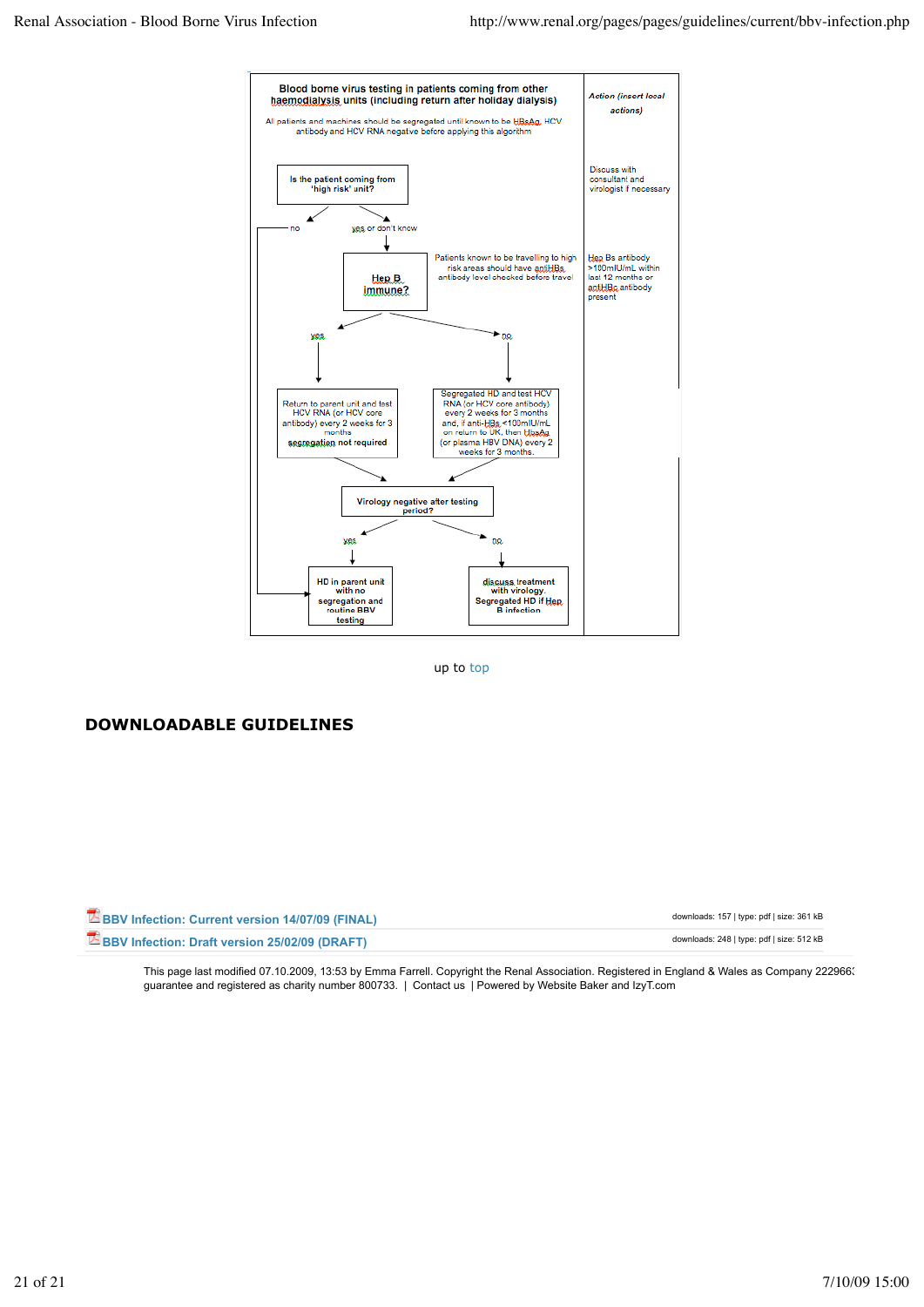**Blood borne virus testing in patients coming from other haemodialysis units (including return after holiday dialysis)**

All patients and machines should be segregated until known to be HBsAg, HCV antibody and HCV RNA negative before applying this algorithm

*Action (insert local actions)*

Is the patient coming from 'high risk' unit?

Discuss with consultant and virologist if necessary

no

yes or don't know

Hep B immune?

Patients known to be travelling to high risk areas should have antiHBs antibody level checked before travel

Hep Bs antibody >100mIU/mL within last 12 months or antiHBc antibody present

yes

no

Return to parent unit and test HCV RNA (or HCV core antibody) every 2 weeks for 3 months segregation not required

Segregated HD and test HCV RNA (or HCV core antibody) every 2 weeks for 3 months and, if anti-HBs <100mIU/mL on return to UK, then HbsAg (or plasma HBV DNA) every 2 weeks for 3 months.

Virology negative after testing period?

yes

no

HD in parent unit with no segregation and routine BBV testing

discuss treatment with virology. Segregated HD if Hep B infection

up to top

## DOWNLOADABLE GUIDELINES

BBV Infection: Current version 14/07/09 (FINAL) — downloads: 157 | type: pdf | size: 361 kB

BBV Infection: Draft version 25/02/09 (DRAFT) — downloads: 248 | type: pdf | size: 512 kB

This page last modified 07.10.2009, 13:53 by Emma Farrell. Copyright the Renal Association. Registered in England & Wales as Company 222966 guarantee and registered as charity number 800733. | Contact us | Powered by Website Baker and IzyT.com